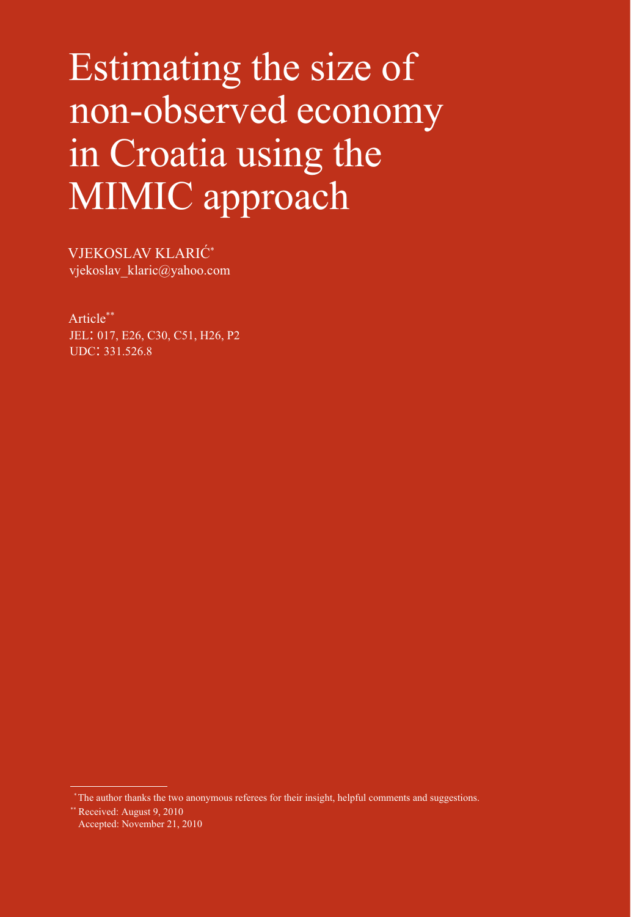# Estimating the size of non-observed economy in Croatia using the MIMIC approach

VJEKOSLAV KLARIĆ[*]
vjekoslav_klaric@yahoo.com

Article[**]
JEL: 017, E26, C30, C51, H26, P2
UDC: 331.526.8

---

[*] The author thanks the two anonymous referees for their insight, helpful comments and suggestions.

[**] Received: August 9, 2010
Accepted: November 21, 2010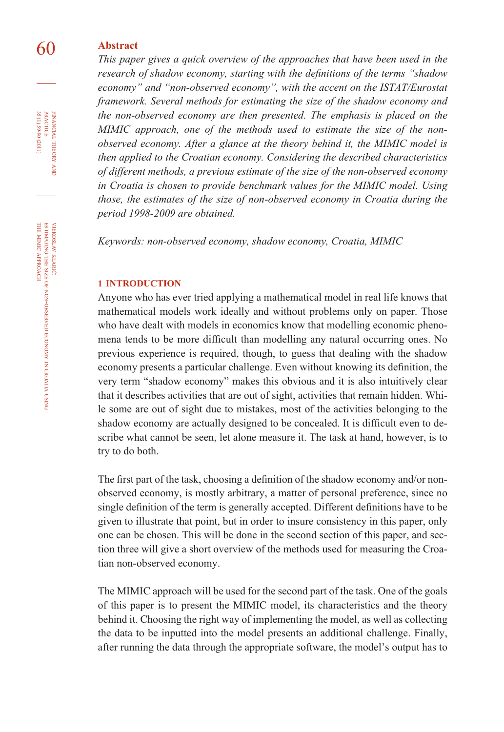## Abstract

*This paper gives a quick overview of the approaches that have been used in the research of shadow economy, starting with the definitions of the terms "shadow economy" and "non-observed economy", with the accent on the ISTAT/Eurostat framework. Several methods for estimating the size of the shadow economy and the non-observed economy are then presented. The emphasis is placed on the MIMIC approach, one of the methods used to estimate the size of the non-observed economy. After a glance at the theory behind it, the MIMIC model is then applied to the Croatian economy. Considering the described characteristics of different methods, a previous estimate of the size of the non-observed economy in Croatia is chosen to provide benchmark values for the MIMIC model. Using those, the estimates of the size of non-observed economy in Croatia during the period 1998-2009 are obtained.*

*Keywords: non-observed economy, shadow economy, Croatia, MIMIC*

## 1 INTRODUCTION

Anyone who has ever tried applying a mathematical model in real life knows that mathematical models work ideally and without problems only on paper. Those who have dealt with models in economics know that modelling economic phenomena tends to be more difficult than modelling any natural occurring ones. No previous experience is required, though, to guess that dealing with the shadow economy presents a particular challenge. Even without knowing its definition, the very term "shadow economy" makes this obvious and it is also intuitively clear that it describes activities that are out of sight, activities that remain hidden. While some are out of sight due to mistakes, most of the activities belonging to the shadow economy are actually designed to be concealed. It is difficult even to describe what cannot be seen, let alone measure it. The task at hand, however, is to try to do both.

The first part of the task, choosing a definition of the shadow economy and/or non-observed economy, is mostly arbitrary, a matter of personal preference, since no single definition of the term is generally accepted. Different definitions have to be given to illustrate that point, but in order to insure consistency in this paper, only one can be chosen. This will be done in the second section of this paper, and section three will give a short overview of the methods used for measuring the Croatian non-observed economy.

The MIMIC approach will be used for the second part of the task. One of the goals of this paper is to present the MIMIC model, its characteristics and the theory behind it. Choosing the right way of implementing the model, as well as collecting the data to be inputted into the model presents an additional challenge. Finally, after running the data through the appropriate software, the model's output has to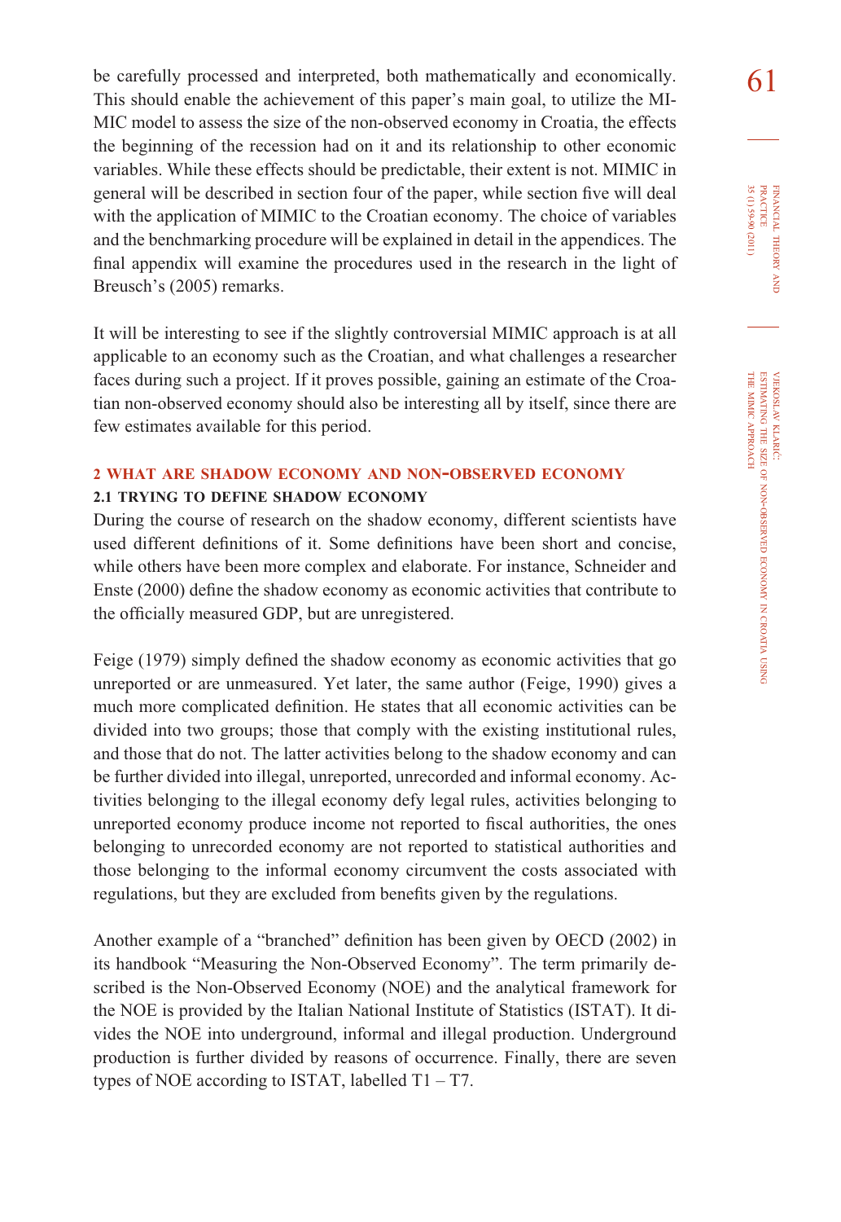be carefully processed and interpreted, both mathematically and economically. This should enable the achievement of this paper's main goal, to utilize the MIMIC model to assess the size of the non-observed economy in Croatia, the effects the beginning of the recession had on it and its relationship to other economic variables. While these effects should be predictable, their extent is not. MIMIC in general will be described in section four of the paper, while section five will deal with the application of MIMIC to the Croatian economy. The choice of variables and the benchmarking procedure will be explained in detail in the appendices. The final appendix will examine the procedures used in the research in the light of Breusch's (2005) remarks.

It will be interesting to see if the slightly controversial MIMIC approach is at all applicable to an economy such as the Croatian, and what challenges a researcher faces during such a project. If it proves possible, gaining an estimate of the Croatian non-observed economy should also be interesting all by itself, since there are few estimates available for this period.

## 2 WHAT ARE SHADOW ECONOMY AND NON-OBSERVED ECONOMY

### 2.1 TRYING TO DEFINE SHADOW ECONOMY

During the course of research on the shadow economy, different scientists have used different definitions of it. Some definitions have been short and concise, while others have been more complex and elaborate. For instance, Schneider and Enste (2000) define the shadow economy as economic activities that contribute to the officially measured GDP, but are unregistered.

Feige (1979) simply defined the shadow economy as economic activities that go unreported or are unmeasured. Yet later, the same author (Feige, 1990) gives a much more complicated definition. He states that all economic activities can be divided into two groups; those that comply with the existing institutional rules, and those that do not. The latter activities belong to the shadow economy and can be further divided into illegal, unreported, unrecorded and informal economy. Activities belonging to the illegal economy defy legal rules, activities belonging to unreported economy produce income not reported to fiscal authorities, the ones belonging to unrecorded economy are not reported to statistical authorities and those belonging to the informal economy circumvent the costs associated with regulations, but they are excluded from benefits given by the regulations.

Another example of a "branched" definition has been given by OECD (2002) in its handbook "Measuring the Non-Observed Economy". The term primarily described is the Non-Observed Economy (NOE) and the analytical framework for the NOE is provided by the Italian National Institute of Statistics (ISTAT). It divides the NOE into underground, informal and illegal production. Underground production is further divided by reasons of occurrence. Finally, there are seven types of NOE according to ISTAT, labelled T1 – T7.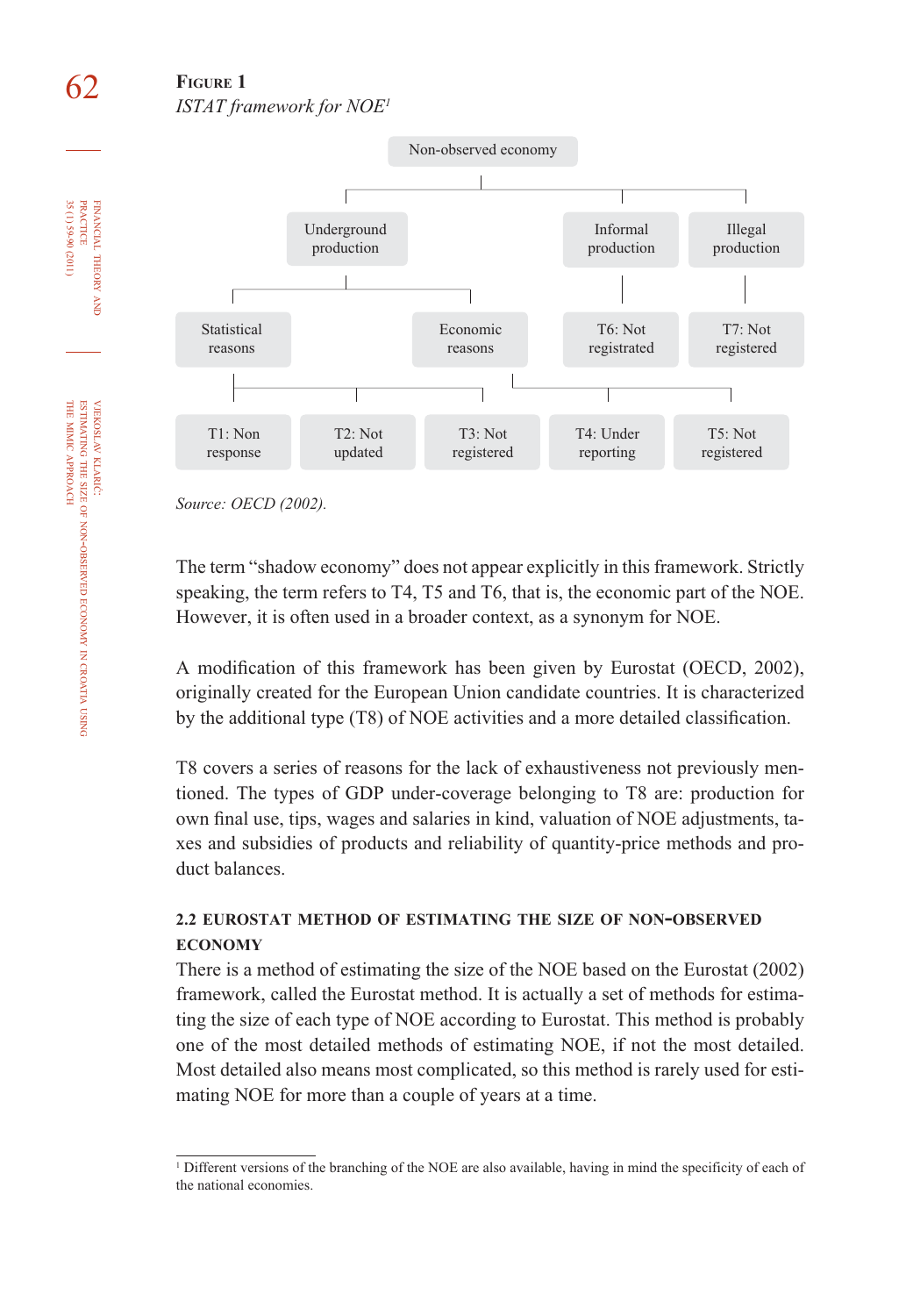**Figure 1**

*ISTAT framework for NOE*[1]

- Non-observed economy
  - Underground production
    - Statistical reasons
      - T1: Non response
      - T2: Not updated
      - T3: Not registered
    - Economic reasons
      - T4: Under reporting
      - T5: Not registered
  - Informal production
    - T6: Not registrated
  - Illegal production
    - T7: Not registered

*Source: OECD (2002).*

The term "shadow economy" does not appear explicitly in this framework. Strictly speaking, the term refers to T4, T5 and T6, that is, the economic part of the NOE. However, it is often used in a broader context, as a synonym for NOE.

A modification of this framework has been given by Eurostat (OECD, 2002), originally created for the European Union candidate countries. It is characterized by the additional type (T8) of NOE activities and a more detailed classification.

T8 covers a series of reasons for the lack of exhaustiveness not previously mentioned. The types of GDP under-coverage belonging to T8 are: production for own final use, tips, wages and salaries in kind, valuation of NOE adjustments, taxes and subsidies of products and reliability of quantity-price methods and product balances.

### 2.2 EUROSTAT METHOD OF ESTIMATING THE SIZE OF NON-OBSERVED ECONOMY

There is a method of estimating the size of the NOE based on the Eurostat (2002) framework, called the Eurostat method. It is actually a set of methods for estimating the size of each type of NOE according to Eurostat. This method is probably one of the most detailed methods of estimating NOE, if not the most detailed. Most detailed also means most complicated, so this method is rarely used for estimating NOE for more than a couple of years at a time.

[1] Different versions of the branching of the NOE are also available, having in mind the specificity of each of the national economies.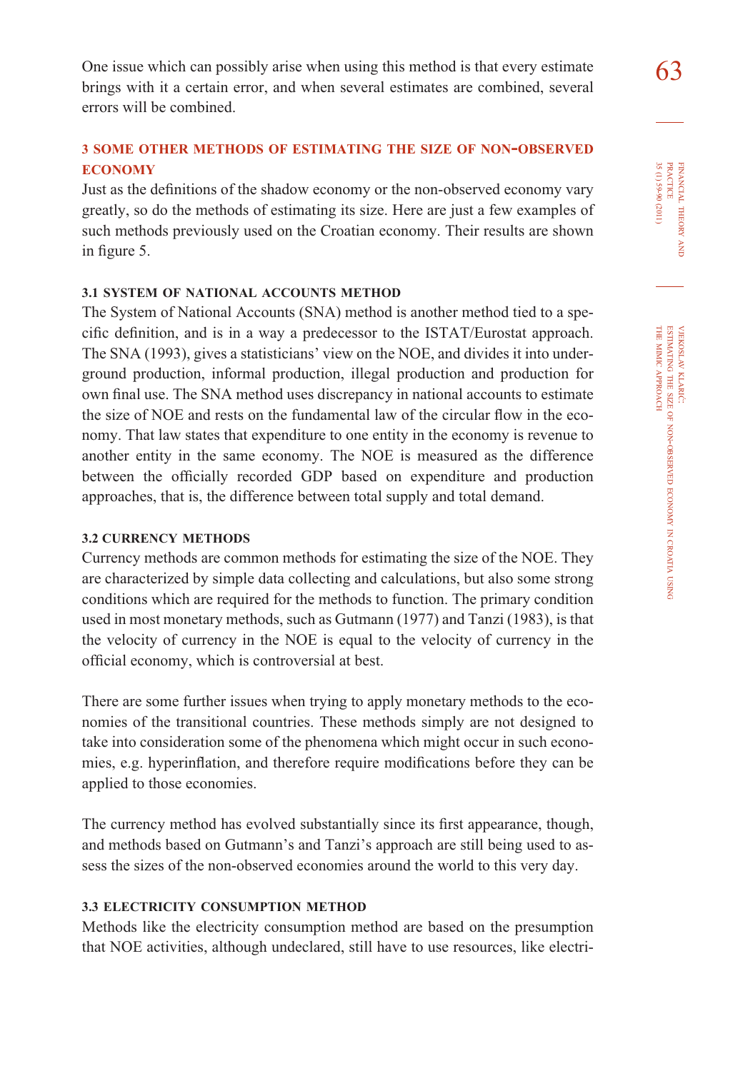One issue which can possibly arise when using this method is that every estimate brings with it a certain error, and when several estimates are combined, several errors will be combined.

## 3 SOME OTHER METHODS OF ESTIMATING THE SIZE OF NON-OBSERVED ECONOMY

Just as the definitions of the shadow economy or the non-observed economy vary greatly, so do the methods of estimating its size. Here are just a few examples of such methods previously used on the Croatian economy. Their results are shown in figure 5.

### 3.1 SYSTEM OF NATIONAL ACCOUNTS METHOD

The System of National Accounts (SNA) method is another method tied to a specific definition, and is in a way a predecessor to the ISTAT/Eurostat approach. The SNA (1993), gives a statisticians' view on the NOE, and divides it into underground production, informal production, illegal production and production for own final use. The SNA method uses discrepancy in national accounts to estimate the size of NOE and rests on the fundamental law of the circular flow in the economy. That law states that expenditure to one entity in the economy is revenue to another entity in the same economy. The NOE is measured as the difference between the officially recorded GDP based on expenditure and production approaches, that is, the difference between total supply and total demand.

### 3.2 CURRENCY METHODS

Currency methods are common methods for estimating the size of the NOE. They are characterized by simple data collecting and calculations, but also some strong conditions which are required for the methods to function. The primary condition used in most monetary methods, such as Gutmann (1977) and Tanzi (1983), is that the velocity of currency in the NOE is equal to the velocity of currency in the official economy, which is controversial at best.

There are some further issues when trying to apply monetary methods to the economies of the transitional countries. These methods simply are not designed to take into consideration some of the phenomena which might occur in such economies, e.g. hyperinflation, and therefore require modifications before they can be applied to those economies.

The currency method has evolved substantially since its first appearance, though, and methods based on Gutmann's and Tanzi's approach are still being used to assess the sizes of the non-observed economies around the world to this very day.

### 3.3 ELECTRICITY CONSUMPTION METHOD

Methods like the electricity consumption method are based on the presumption that NOE activities, although undeclared, still have to use resources, like electri-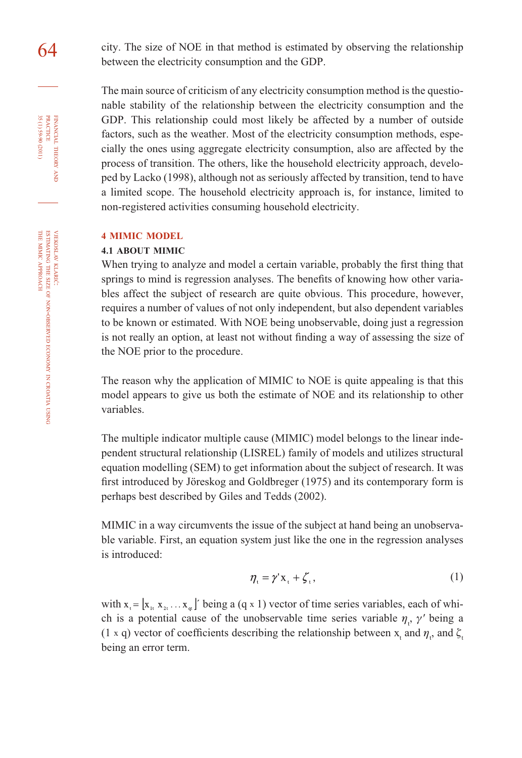city. The size of NOE in that method is estimated by observing the relationship between the electricity consumption and the GDP.

The main source of criticism of any electricity consumption method is the questionable stability of the relationship between the electricity consumption and the GDP. This relationship could most likely be affected by a number of outside factors, such as the weather. Most of the electricity consumption methods, especially the ones using aggregate electricity consumption, also are affected by the process of transition. The others, like the household electricity approach, developed by Lacko (1998), although not as seriously affected by transition, tend to have a limited scope. The household electricity approach is, for instance, limited to non-registered activities consuming household electricity.

## 4 MIMIC MODEL

### 4.1 ABOUT MIMIC

When trying to analyze and model a certain variable, probably the first thing that springs to mind is regression analyses. The benefits of knowing how other variables affect the subject of research are quite obvious. This procedure, however, requires a number of values of not only independent, but also dependent variables to be known or estimated. With NOE being unobservable, doing just a regression is not really an option, at least not without finding a way of assessing the size of the NOE prior to the procedure.

The reason why the application of MIMIC to NOE is quite appealing is that this model appears to give us both the estimate of NOE and its relationship to other variables.

The multiple indicator multiple cause (MIMIC) model belongs to the linear independent structural relationship (LISREL) family of models and utilizes structural equation modelling (SEM) to get information about the subject of research. It was first introduced by Jöreskog and Goldbreger (1975) and its contemporary form is perhaps best described by Giles and Tedds (2002).

MIMIC in a way circumvents the issue of the subject at hand being an unobservable variable. First, an equation system just like the one in the regression analyses is introduced:

$$\eta_t = \gamma' x_t + \zeta_t, \tag{1}$$

with $x_t = [x_{1t}\ x_{2t} \ldots x_{qt}]'$ being a (q x 1) vector of time series variables, each of which is a potential cause of the unobservable time series variable $\eta_t$, $\gamma'$ being a (1 x q) vector of coefficients describing the relationship between $x_t$ and $\eta_t$, and $\zeta_t$ being an error term.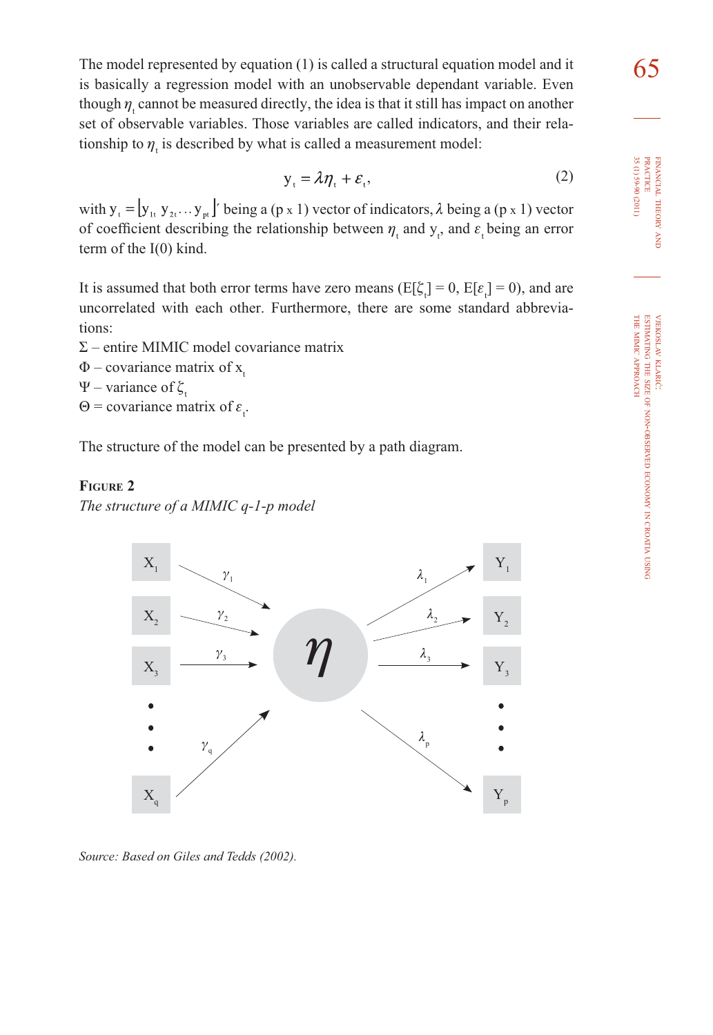The model represented by equation (1) is called a structural equation model and it is basically a regression model with an unobservable dependant variable. Even though $\eta_t$ cannot be measured directly, the idea is that it still has impact on another set of observable variables. Those variables are called indicators, and their relationship to $\eta_t$ is described by what is called a measurement model:

$$y_t = \lambda\eta_t + \varepsilon_t, \tag{2}$$

with $y_t = [y_{1t}\ y_{2t} \ldots y_{pt}]'$ being a (p x 1) vector of indicators, $\lambda$ being a (p x 1) vector of coefficient describing the relationship between $\eta_t$ and $y_t$, and $\varepsilon_t$ being an error term of the I(0) kind.

It is assumed that both error terms have zero means ($E[\zeta_t] = 0$, $E[\varepsilon_t] = 0$), and are uncorrelated with each other. Furthermore, there are some standard abbreviations:

$\Sigma$ – entire MIMIC model covariance matrix
$\Phi$ – covariance matrix of $x_t$
$\Psi$ – variance of $\zeta_t$
$\Theta$ = covariance matrix of $\varepsilon_t$.

The structure of the model can be presented by a path diagram.

**Figure 2**

*The structure of a MIMIC q-1-p model*

*Source: Based on Giles and Tedds (2002).*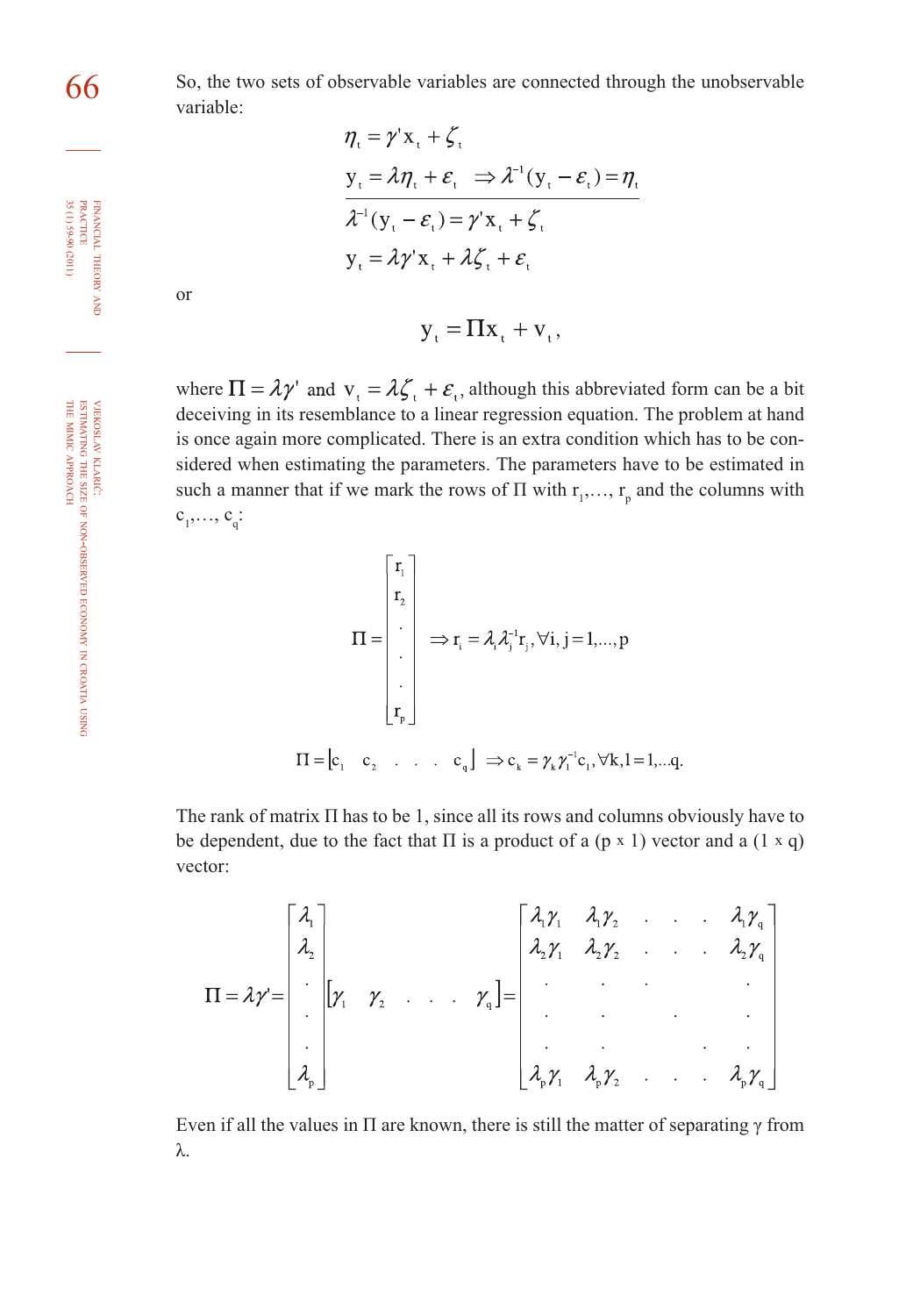So, the two sets of observable variables are connected through the unobservable variable:

$$\eta_t = \gamma' x_t + \zeta_t$$

$$y_t = \lambda \eta_t + \varepsilon_t \quad \Rightarrow \lambda^{-1}(y_t - \varepsilon_t) = \eta_t$$

$$\lambda^{-1}(y_t - \varepsilon_t) = \gamma' x_t + \zeta_t$$

$$y_t = \lambda \gamma' x_t + \lambda \zeta_t + \varepsilon_t$$

or

$$y_t = \Pi x_t + v_t,$$

where $\Pi = \lambda\gamma'$ and $v_t = \lambda\zeta_t + \varepsilon_t$, although this abbreviated form can be a bit deceiving in its resemblance to a linear regression equation. The problem at hand is once again more complicated. There is an extra condition which has to be considered when estimating the parameters. The parameters have to be estimated in such a manner that if we mark the rows of Π with $r_1, \ldots, r_p$ and the columns with $c_1, \ldots, c_q$:

$$\Pi = \begin{bmatrix} r_1 \\ r_2 \\ \cdot \\ \cdot \\ \cdot \\ r_p \end{bmatrix} \Rightarrow r_i = \lambda_i \lambda_j^{-1} r_j, \forall i, j = 1, \ldots, p$$

$$\Pi = \begin{bmatrix} c_1 & c_2 & . & . & . & c_q \end{bmatrix} \Rightarrow c_k = \gamma_k \gamma_l^{-1} c_l, \forall k, l = 1, \ldots q.$$

The rank of matrix Π has to be 1, since all its rows and columns obviously have to be dependent, due to the fact that Π is a product of a (p x 1) vector and a (1 x q) vector:

$$\Pi = \lambda\gamma' = \begin{bmatrix} \lambda_1 \\ \lambda_2 \\ \cdot \\ \cdot \\ \cdot \\ \lambda_p \end{bmatrix} \begin{bmatrix} \gamma_1 & \gamma_2 & . & . & . & \gamma_q \end{bmatrix} = \begin{bmatrix} \lambda_1\gamma_1 & \lambda_1\gamma_2 & . & . & . & \lambda_1\gamma_q \\ \lambda_2\gamma_1 & \lambda_2\gamma_2 & . & . & . & \lambda_2\gamma_q \\ . & . & . & & & . \\ . & . & & . & & . \\ . & . & & & . & . \\ \lambda_p\gamma_1 & \lambda_p\gamma_2 & . & . & . & \lambda_p\gamma_q \end{bmatrix}$$

Even if all the values in Π are known, there is still the matter of separating γ from λ.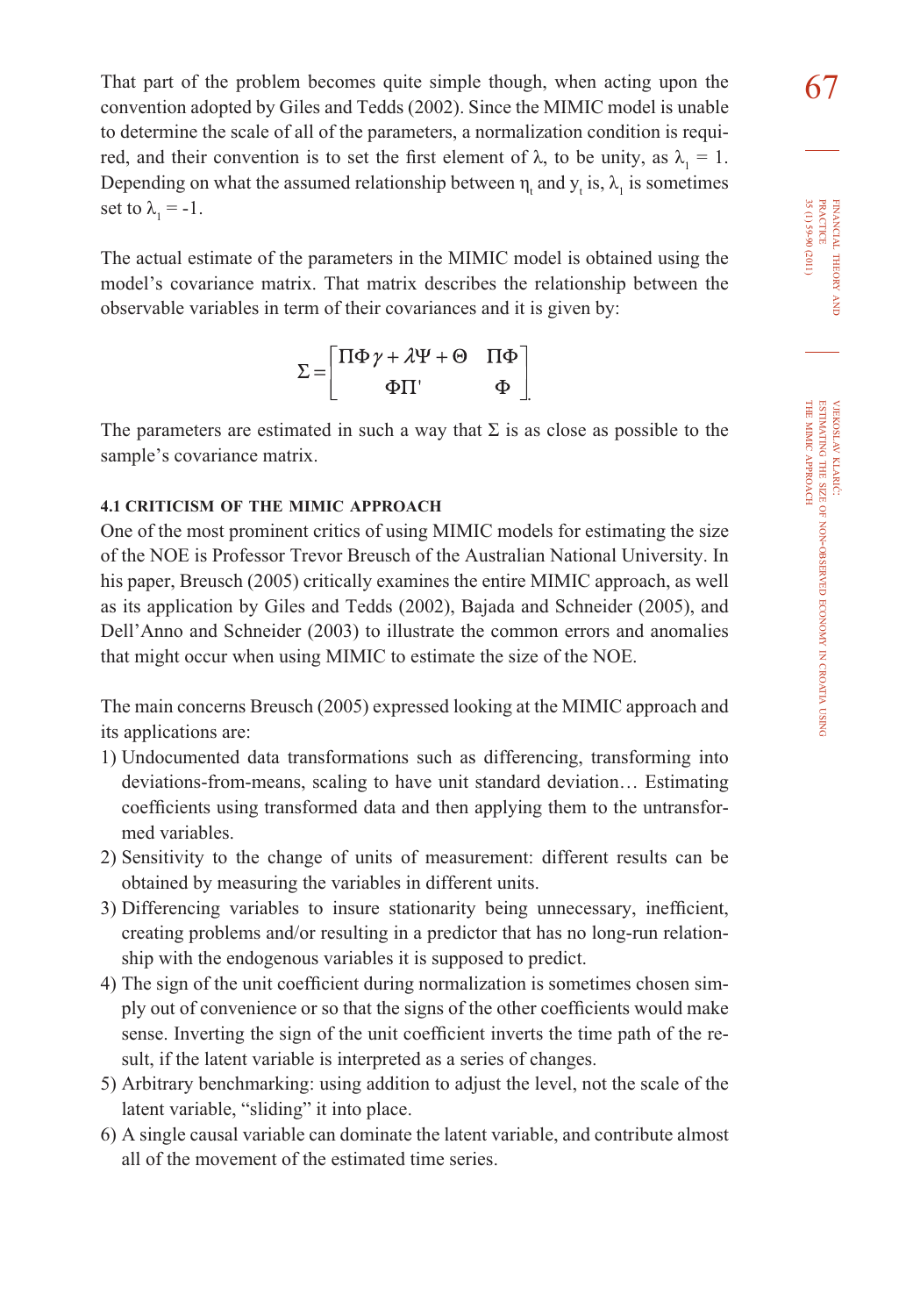That part of the problem becomes quite simple though, when acting upon the convention adopted by Giles and Tedds (2002). Since the MIMIC model is unable to determine the scale of all of the parameters, a normalization condition is required, and their convention is to set the first element of λ, to be unity, as $\lambda_1 = 1$. Depending on what the assumed relationship between $\eta_t$ and $y_t$ is, $\lambda_1$ is sometimes set to $\lambda_1 = -1$.

The actual estimate of the parameters in the MIMIC model is obtained using the model's covariance matrix. That matrix describes the relationship between the observable variables in term of their covariances and it is given by:

$$\Sigma = \begin{bmatrix} \Pi\Phi\gamma + \lambda\Psi + \Theta & \Pi\Phi \\ \Phi\Pi' & \Phi \end{bmatrix}.$$

The parameters are estimated in such a way that Σ is as close as possible to the sample's covariance matrix.

### 4.1 CRITICISM OF THE MIMIC APPROACH

One of the most prominent critics of using MIMIC models for estimating the size of the NOE is Professor Trevor Breusch of the Australian National University. In his paper, Breusch (2005) critically examines the entire MIMIC approach, as well as its application by Giles and Tedds (2002), Bajada and Schneider (2005), and Dell'Anno and Schneider (2003) to illustrate the common errors and anomalies that might occur when using MIMIC to estimate the size of the NOE.

The main concerns Breusch (2005) expressed looking at the MIMIC approach and its applications are:

1) Undocumented data transformations such as differencing, transforming into deviations-from-means, scaling to have unit standard deviation… Estimating coefficients using transformed data and then applying them to the untransformed variables.
2) Sensitivity to the change of units of measurement: different results can be obtained by measuring the variables in different units.
3) Differencing variables to insure stationarity being unnecessary, inefficient, creating problems and/or resulting in a predictor that has no long-run relationship with the endogenous variables it is supposed to predict.
4) The sign of the unit coefficient during normalization is sometimes chosen simply out of convenience or so that the signs of the other coefficients would make sense. Inverting the sign of the unit coefficient inverts the time path of the result, if the latent variable is interpreted as a series of changes.
5) Arbitrary benchmarking: using addition to adjust the level, not the scale of the latent variable, "sliding" it into place.
6) A single causal variable can dominate the latent variable, and contribute almost all of the movement of the estimated time series.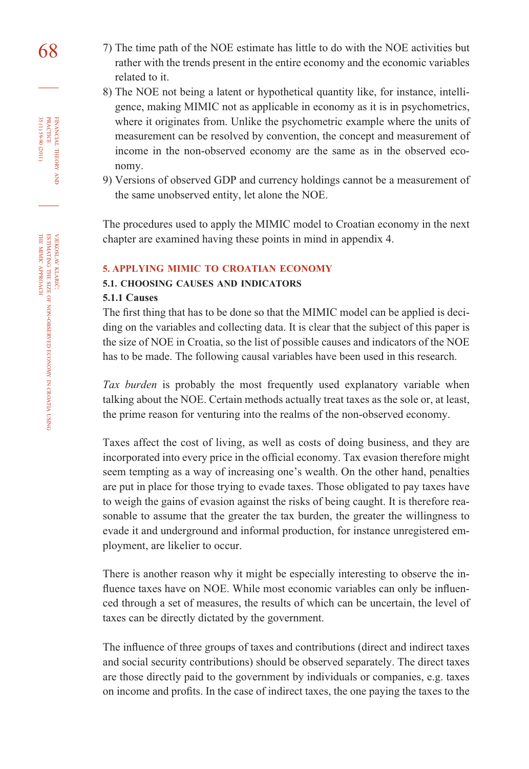7) The time path of the NOE estimate has little to do with the NOE activities but rather with the trends present in the entire economy and the economic variables related to it.
8) The NOE not being a latent or hypothetical quantity like, for instance, intelligence, making MIMIC not as applicable in economy as it is in psychometrics, where it originates from. Unlike the psychometric example where the units of measurement can be resolved by convention, the concept and measurement of income in the non-observed economy are the same as in the observed economy.
9) Versions of observed GDP and currency holdings cannot be a measurement of the same unobserved entity, let alone the NOE.

The procedures used to apply the MIMIC model to Croatian economy in the next chapter are examined having these points in mind in appendix 4.

## 5. APPLYING MIMIC TO CROATIAN ECONOMY

### 5.1. CHOOSING CAUSES AND INDICATORS

#### 5.1.1 Causes

The first thing that has to be done so that the MIMIC model can be applied is deciding on the variables and collecting data. It is clear that the subject of this paper is the size of NOE in Croatia, so the list of possible causes and indicators of the NOE has to be made. The following causal variables have been used in this research.

*Tax burden* is probably the most frequently used explanatory variable when talking about the NOE. Certain methods actually treat taxes as the sole or, at least, the prime reason for venturing into the realms of the non-observed economy.

Taxes affect the cost of living, as well as costs of doing business, and they are incorporated into every price in the official economy. Tax evasion therefore might seem tempting as a way of increasing one's wealth. On the other hand, penalties are put in place for those trying to evade taxes. Those obligated to pay taxes have to weigh the gains of evasion against the risks of being caught. It is therefore reasonable to assume that the greater the tax burden, the greater the willingness to evade it and underground and informal production, for instance unregistered employment, are likelier to occur.

There is another reason why it might be especially interesting to observe the influence taxes have on NOE. While most economic variables can only be influenced through a set of measures, the results of which can be uncertain, the level of taxes can be directly dictated by the government.

The influence of three groups of taxes and contributions (direct and indirect taxes and social security contributions) should be observed separately. The direct taxes are those directly paid to the government by individuals or companies, e.g. taxes on income and profits. In the case of indirect taxes, the one paying the taxes to the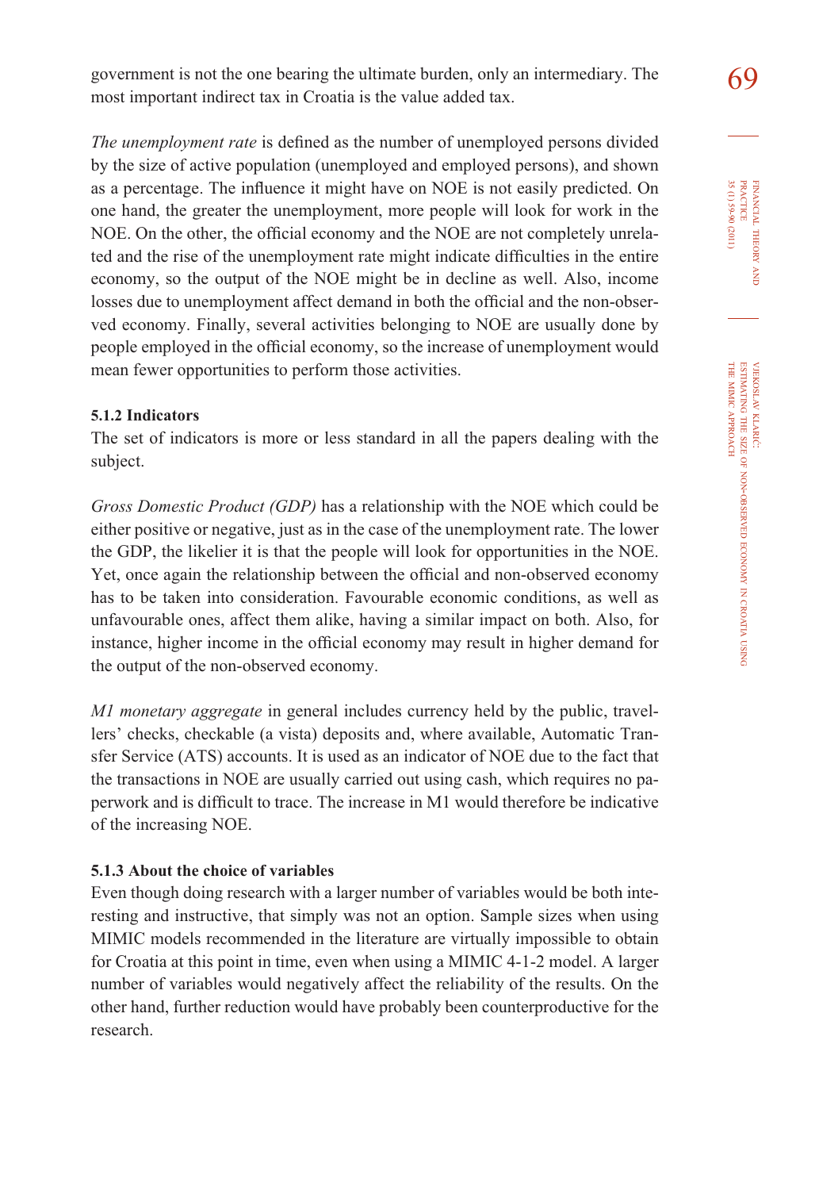government is not the one bearing the ultimate burden, only an intermediary. The most important indirect tax in Croatia is the value added tax.

*The unemployment rate* is defined as the number of unemployed persons divided by the size of active population (unemployed and employed persons), and shown as a percentage. The influence it might have on NOE is not easily predicted. On one hand, the greater the unemployment, more people will look for work in the NOE. On the other, the official economy and the NOE are not completely unrelated and the rise of the unemployment rate might indicate difficulties in the entire economy, so the output of the NOE might be in decline as well. Also, income losses due to unemployment affect demand in both the official and the non-observed economy. Finally, several activities belonging to NOE are usually done by people employed in the official economy, so the increase of unemployment would mean fewer opportunities to perform those activities.

### 5.1.2 Indicators

The set of indicators is more or less standard in all the papers dealing with the subject.

*Gross Domestic Product (GDP)* has a relationship with the NOE which could be either positive or negative, just as in the case of the unemployment rate. The lower the GDP, the likelier it is that the people will look for opportunities in the NOE. Yet, once again the relationship between the official and non-observed economy has to be taken into consideration. Favourable economic conditions, as well as unfavourable ones, affect them alike, having a similar impact on both. Also, for instance, higher income in the official economy may result in higher demand for the output of the non-observed economy.

*M1 monetary aggregate* in general includes currency held by the public, travellers' checks, checkable (a vista) deposits and, where available, Automatic Transfer Service (ATS) accounts. It is used as an indicator of NOE due to the fact that the transactions in NOE are usually carried out using cash, which requires no paperwork and is difficult to trace. The increase in M1 would therefore be indicative of the increasing NOE.

### 5.1.3 About the choice of variables

Even though doing research with a larger number of variables would be both interesting and instructive, that simply was not an option. Sample sizes when using MIMIC models recommended in the literature are virtually impossible to obtain for Croatia at this point in time, even when using a MIMIC 4-1-2 model. A larger number of variables would negatively affect the reliability of the results. On the other hand, further reduction would have probably been counterproductive for the research.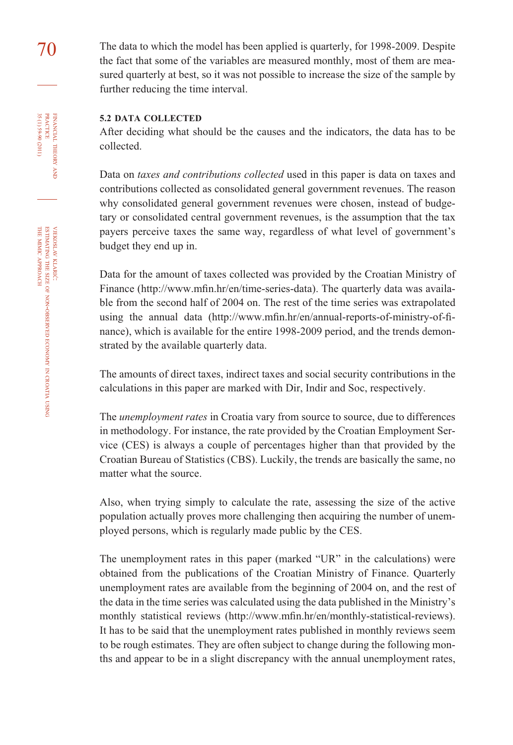The data to which the model has been applied is quarterly, for 1998-2009. Despite the fact that some of the variables are measured monthly, most of them are measured quarterly at best, so it was not possible to increase the size of the sample by further reducing the time interval.

### 5.2 DATA COLLECTED

After deciding what should be the causes and the indicators, the data has to be collected.

Data on *taxes and contributions collected* used in this paper is data on taxes and contributions collected as consolidated general government revenues. The reason why consolidated general government revenues were chosen, instead of budgetary or consolidated central government revenues, is the assumption that the tax payers perceive taxes the same way, regardless of what level of government's budget they end up in.

Data for the amount of taxes collected was provided by the Croatian Ministry of Finance (http://www.mfin.hr/en/time-series-data). The quarterly data was available from the second half of 2004 on. The rest of the time series was extrapolated using the annual data (http://www.mfin.hr/en/annual-reports-of-ministry-of-finance), which is available for the entire 1998-2009 period, and the trends demonstrated by the available quarterly data.

The amounts of direct taxes, indirect taxes and social security contributions in the calculations in this paper are marked with Dir, Indir and Soc, respectively.

The *unemployment rates* in Croatia vary from source to source, due to differences in methodology. For instance, the rate provided by the Croatian Employment Service (CES) is always a couple of percentages higher than that provided by the Croatian Bureau of Statistics (CBS). Luckily, the trends are basically the same, no matter what the source.

Also, when trying simply to calculate the rate, assessing the size of the active population actually proves more challenging then acquiring the number of unemployed persons, which is regularly made public by the CES.

The unemployment rates in this paper (marked "UR" in the calculations) were obtained from the publications of the Croatian Ministry of Finance. Quarterly unemployment rates are available from the beginning of 2004 on, and the rest of the data in the time series was calculated using the data published in the Ministry's monthly statistical reviews (http://www.mfin.hr/en/monthly-statistical-reviews). It has to be said that the unemployment rates published in monthly reviews seem to be rough estimates. They are often subject to change during the following months and appear to be in a slight discrepancy with the annual unemployment rates,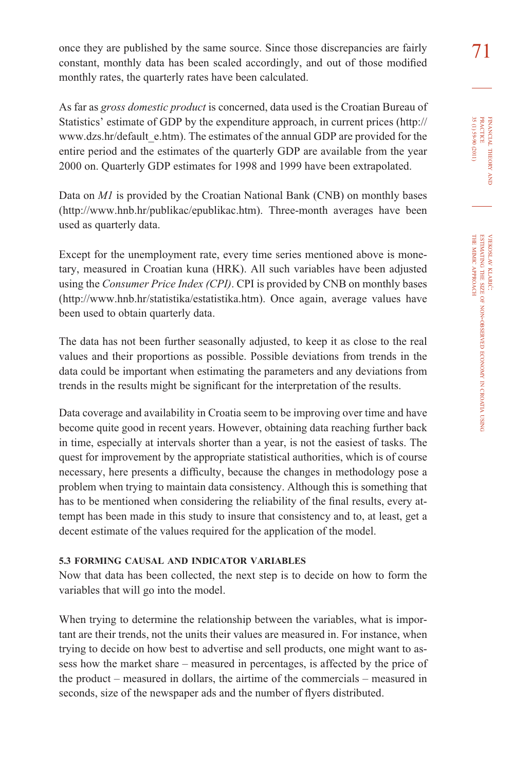once they are published by the same source. Since those discrepancies are fairly constant, monthly data has been scaled accordingly, and out of those modified monthly rates, the quarterly rates have been calculated.

As far as *gross domestic product* is concerned, data used is the Croatian Bureau of Statistics' estimate of GDP by the expenditure approach, in current prices (http://www.dzs.hr/default_e.htm). The estimates of the annual GDP are provided for the entire period and the estimates of the quarterly GDP are available from the year 2000 on. Quarterly GDP estimates for 1998 and 1999 have been extrapolated.

Data on *M1* is provided by the Croatian National Bank (CNB) on monthly bases (http://www.hnb.hr/publikac/epublikac.htm). Three-month averages have been used as quarterly data.

Except for the unemployment rate, every time series mentioned above is monetary, measured in Croatian kuna (HRK). All such variables have been adjusted using the *Consumer Price Index (CPI)*. CPI is provided by CNB on monthly bases (http://www.hnb.hr/statistika/estatistika.htm). Once again, average values have been used to obtain quarterly data.

The data has not been further seasonally adjusted, to keep it as close to the real values and their proportions as possible. Possible deviations from trends in the data could be important when estimating the parameters and any deviations from trends in the results might be significant for the interpretation of the results.

Data coverage and availability in Croatia seem to be improving over time and have become quite good in recent years. However, obtaining data reaching further back in time, especially at intervals shorter than a year, is not the easiest of tasks. The quest for improvement by the appropriate statistical authorities, which is of course necessary, here presents a difficulty, because the changes in methodology pose a problem when trying to maintain data consistency. Although this is something that has to be mentioned when considering the reliability of the final results, every attempt has been made in this study to insure that consistency and to, at least, get a decent estimate of the values required for the application of the model.

### 5.3 FORMING CAUSAL AND INDICATOR VARIABLES

Now that data has been collected, the next step is to decide on how to form the variables that will go into the model.

When trying to determine the relationship between the variables, what is important are their trends, not the units their values are measured in. For instance, when trying to decide on how best to advertise and sell products, one might want to assess how the market share – measured in percentages, is affected by the price of the product – measured in dollars, the airtime of the commercials – measured in seconds, size of the newspaper ads and the number of flyers distributed.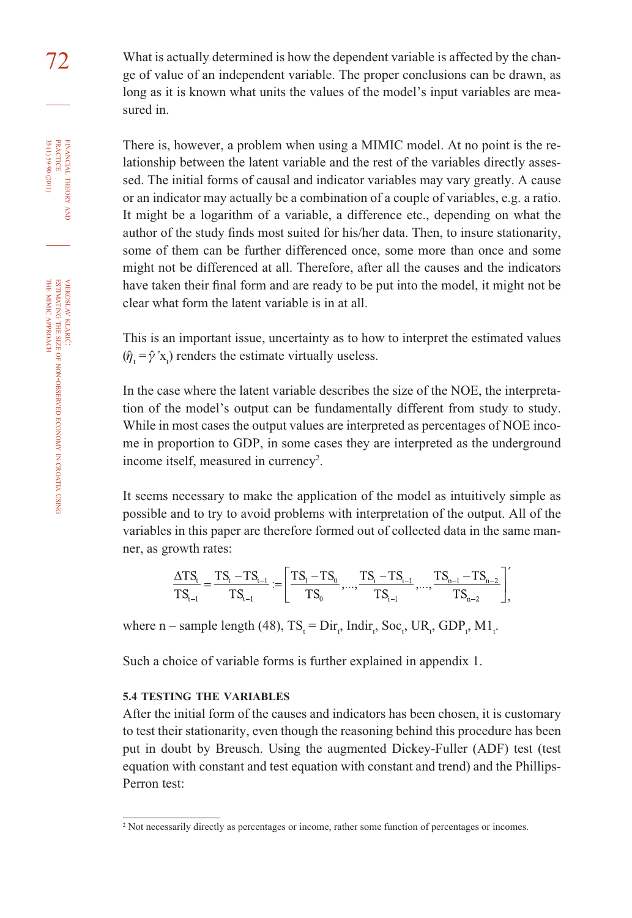What is actually determined is how the dependent variable is affected by the change of value of an independent variable. The proper conclusions can be drawn, as long as it is known what units the values of the model's input variables are measured in.

There is, however, a problem when using a MIMIC model. At no point is the relationship between the latent variable and the rest of the variables directly assessed. The initial forms of causal and indicator variables may vary greatly. A cause or an indicator may actually be a combination of a couple of variables, e.g. a ratio. It might be a logarithm of a variable, a difference etc., depending on what the author of the study finds most suited for his/her data. Then, to insure stationarity, some of them can be further differenced once, some more than once and some might not be differenced at all. Therefore, after all the causes and the indicators have taken their final form and are ready to be put into the model, it might not be clear what form the latent variable is in at all.

This is an important issue, uncertainty as to how to interpret the estimated values ($\hat{\eta}_t = \hat{\gamma}' x_t$) renders the estimate virtually useless.

In the case where the latent variable describes the size of the NOE, the interpretation of the model's output can be fundamentally different from study to study. While in most cases the output values are interpreted as percentages of NOE income in proportion to GDP, in some cases they are interpreted as the underground income itself, measured in currency[2].

It seems necessary to make the application of the model as intuitively simple as possible and to try to avoid problems with interpretation of the output. All of the variables in this paper are therefore formed out of collected data in the same manner, as growth rates:

$$\frac{\Delta TS_t}{TS_{t-1}} = \frac{TS_t - TS_{t-1}}{TS_{t-1}} := \left[ \frac{TS_1 - TS_0}{TS_0}, \ldots, \frac{TS_i - TS_{i-1}}{TS_{i-1}}, \ldots, \frac{TS_{n-1} - TS_{n-2}}{TS_{n-2}} \right]',$$

where n – sample length (48), $TS_t = Dir_t, Indir_t, Soc_t, UR_t, GDP_t, M1_t$.

Such a choice of variable forms is further explained in appendix 1.

### 5.4 TESTING THE VARIABLES

After the initial form of the causes and indicators has been chosen, it is customary to test their stationarity, even though the reasoning behind this procedure has been put in doubt by Breusch. Using the augmented Dickey-Fuller (ADF) test (test equation with constant and test equation with constant and trend) and the Phillips-Perron test:

[2] Not necessarily directly as percentages or income, rather some function of percentages or incomes.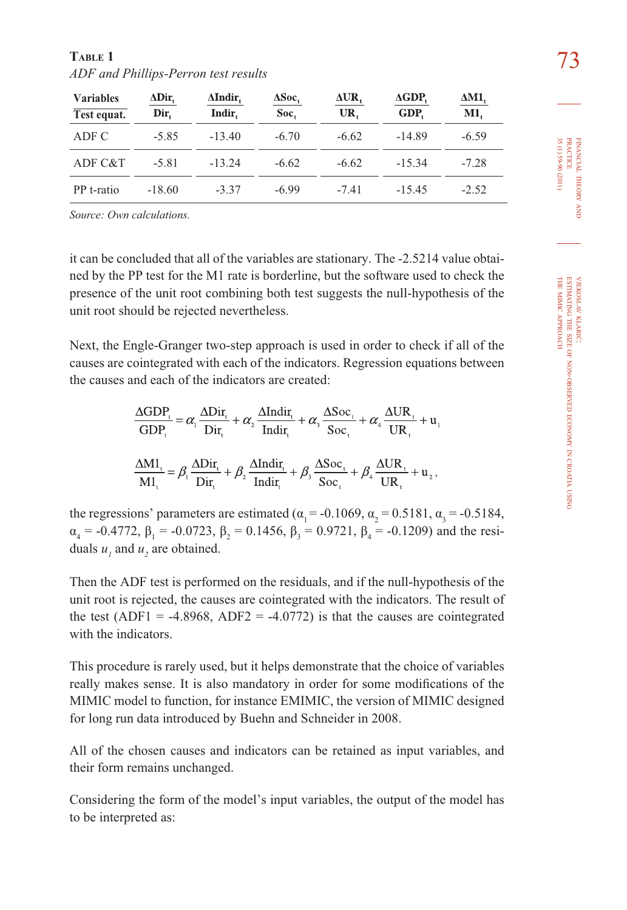**Table 1**

*ADF and Phillips-Perron test results*

| Variables / Test equat. | $\frac{\Delta Dir_t}{Dir_t}$ | $\frac{\Delta Indir_t}{Indir_t}$ | $\frac{\Delta Soc_t}{Soc_t}$ | $\frac{\Delta UR_t}{UR_t}$ | $\frac{\Delta GDP_t}{GDP_t}$ | $\frac{\Delta M1_t}{M1_t}$ |
|---|---|---|---|---|---|---|
| ADF C | -5.85 | -13.40 | -6.70 | -6.62 | -14.89 | -6.59 |
| ADF C&T | -5.81 | -13.24 | -6.62 | -6.62 | -15.34 | -7.28 |
| PP t-ratio | -18.60 | -3.37 | -6.99 | -7.41 | -15.45 | -2.52 |

*Source: Own calculations.*

it can be concluded that all of the variables are stationary. The -2.5214 value obtained by the PP test for the M1 rate is borderline, but the software used to check the presence of the unit root combining both test suggests the null-hypothesis of the unit root should be rejected nevertheless.

Next, the Engle-Granger two-step approach is used in order to check if all of the causes are cointegrated with each of the indicators. Regression equations between the causes and each of the indicators are created:

$$\frac{\Delta GDP_t}{GDP_t} = \alpha_1 \frac{\Delta Dir_t}{Dir_t} + \alpha_2 \frac{\Delta Indir_t}{Indir_t} + \alpha_3 \frac{\Delta Soc_t}{Soc_t} + \alpha_4 \frac{\Delta UR_t}{UR_t} + u_1$$

$$\frac{\Delta M1_t}{M1_t} = \beta_1 \frac{\Delta Dir_t}{Dir_t} + \beta_2 \frac{\Delta Indir_t}{Indir_t} + \beta_3 \frac{\Delta Soc_t}{Soc_t} + \beta_4 \frac{\Delta UR_t}{UR_t} + u_2,$$

the regressions' parameters are estimated ($\alpha_1 = -0.1069$, $\alpha_2 = 0.5181$, $\alpha_3 = -0.5184$, $\alpha_4 = -0.4772$, $\beta_1 = -0.0723$, $\beta_2 = 0.1456$, $\beta_3 = 0.9721$, $\beta_4 = -0.1209$) and the residuals $u_1$ and $u_2$ are obtained.

Then the ADF test is performed on the residuals, and if the null-hypothesis of the unit root is rejected, the causes are cointegrated with the indicators. The result of the test (ADF1 = -4.8968, ADF2 = -4.0772) is that the causes are cointegrated with the indicators.

This procedure is rarely used, but it helps demonstrate that the choice of variables really makes sense. It is also mandatory in order for some modifications of the MIMIC model to function, for instance EMIMIC, the version of MIMIC designed for long run data introduced by Buehn and Schneider in 2008.

All of the chosen causes and indicators can be retained as input variables, and their form remains unchanged.

Considering the form of the model's input variables, the output of the model has to be interpreted as: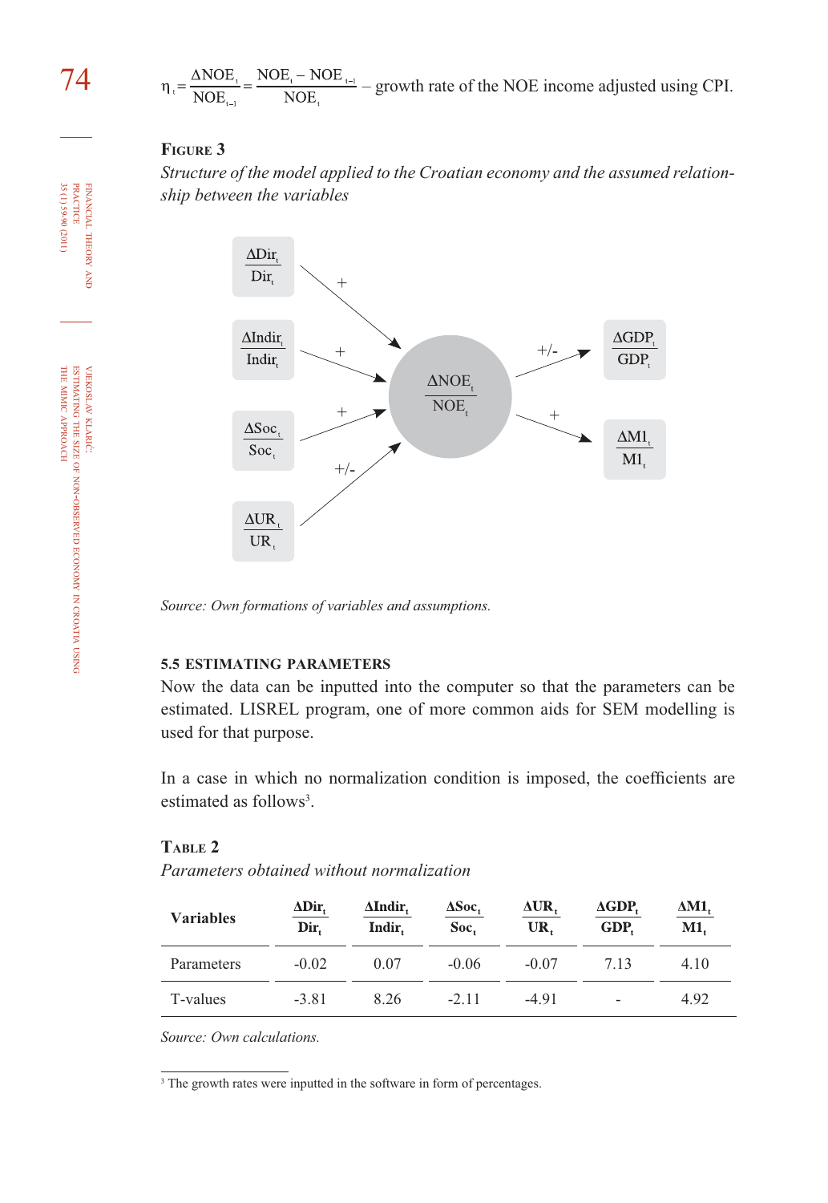$$\eta_t = \frac{\Delta NOE_t}{NOE_{t-1}} = \frac{NOE_t - NOE_{t-1}}{NOE_t}$$ – growth rate of the NOE income adjusted using CPI.

**Figure 3**

*Structure of the model applied to the Croatian economy and the assumed relationship between the variables*

$\frac{\Delta Dir_t}{Dir_t}$ → (+) → $\frac{\Delta NOE_t}{NOE_t}$

$\frac{\Delta Indir_t}{Indir_t}$ → (+) → $\frac{\Delta NOE_t}{NOE_t}$

$\frac{\Delta Soc_t}{Soc_t}$ → (+) → $\frac{\Delta NOE_t}{NOE_t}$

$\frac{\Delta UR_t}{UR_t}$ → (+/-) → $\frac{\Delta NOE_t}{NOE_t}$

$\frac{\Delta NOE_t}{NOE_t}$ → (+/-) → $\frac{\Delta GDP_t}{GDP_t}$

$\frac{\Delta NOE_t}{NOE_t}$ → (+) → $\frac{\Delta M1_t}{M1_t}$

*Source: Own formations of variables and assumptions.*

### 5.5 ESTIMATING PARAMETERS

Now the data can be inputted into the computer so that the parameters can be estimated. LISREL program, one of more common aids for SEM modelling is used for that purpose.

In a case in which no normalization condition is imposed, the coefficients are estimated as follows[3].

**Table 2**

*Parameters obtained without normalization*

| Variables | $\frac{\Delta Dir_t}{Dir_t}$ | $\frac{\Delta Indir_t}{Indir_t}$ | $\frac{\Delta Soc_t}{Soc_t}$ | $\frac{\Delta UR_t}{UR_t}$ | $\frac{\Delta GDP_t}{GDP_t}$ | $\frac{\Delta M1_t}{M1_t}$ |
|---|---|---|---|---|---|---|
| Parameters | -0.02 | 0.07 | -0.06 | -0.07 | 7.13 | 4.10 |
| T-values | -3.81 | 8.26 | -2.11 | -4.91 | - | 4.92 |

*Source: Own calculations.*

[3] The growth rates were inputted in the software in form of percentages.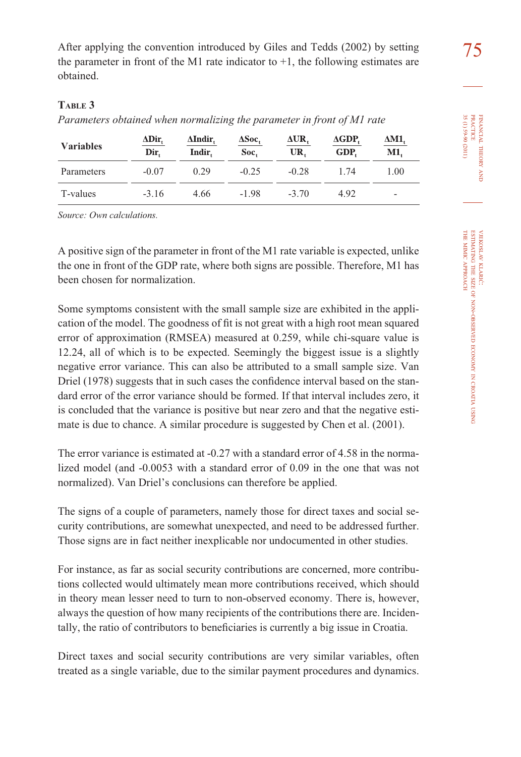After applying the convention introduced by Giles and Tedds (2002) by setting the parameter in front of the M1 rate indicator to +1, the following estimates are obtained.

**Table 3**

*Parameters obtained when normalizing the parameter in front of M1 rate*

| Variables | $\frac{\Delta Dir_t}{Dir_t}$ | $\frac{\Delta Indir_t}{Indir_t}$ | $\frac{\Delta Soc_t}{Soc_t}$ | $\frac{\Delta UR_t}{UR_t}$ | $\frac{\Delta GDP_t}{GDP_t}$ | $\frac{\Delta M1_t}{M1_t}$ |
|---|---|---|---|---|---|---|
| Parameters | -0.07 | 0.29 | -0.25 | -0.28 | 1.74 | 1.00 |
| T-values | -3.16 | 4.66 | -1.98 | -3.70 | 4.92 | - |

*Source: Own calculations.*

A positive sign of the parameter in front of the M1 rate variable is expected, unlike the one in front of the GDP rate, where both signs are possible. Therefore, M1 has been chosen for normalization.

Some symptoms consistent with the small sample size are exhibited in the application of the model. The goodness of fit is not great with a high root mean squared error of approximation (RMSEA) measured at 0.259, while chi-square value is 12.24, all of which is to be expected. Seemingly the biggest issue is a slightly negative error variance. This can also be attributed to a small sample size. Van Driel (1978) suggests that in such cases the confidence interval based on the standard error of the error variance should be formed. If that interval includes zero, it is concluded that the variance is positive but near zero and that the negative estimate is due to chance. A similar procedure is suggested by Chen et al. (2001).

The error variance is estimated at -0.27 with a standard error of 4.58 in the normalized model (and -0.0053 with a standard error of 0.09 in the one that was not normalized). Van Driel's conclusions can therefore be applied.

The signs of a couple of parameters, namely those for direct taxes and social security contributions, are somewhat unexpected, and need to be addressed further. Those signs are in fact neither inexplicable nor undocumented in other studies.

For instance, as far as social security contributions are concerned, more contributions collected would ultimately mean more contributions received, which should in theory mean lesser need to turn to non-observed economy. There is, however, always the question of how many recipients of the contributions there are. Incidentally, the ratio of contributors to beneficiaries is currently a big issue in Croatia.

Direct taxes and social security contributions are very similar variables, often treated as a single variable, due to the similar payment procedures and dynamics.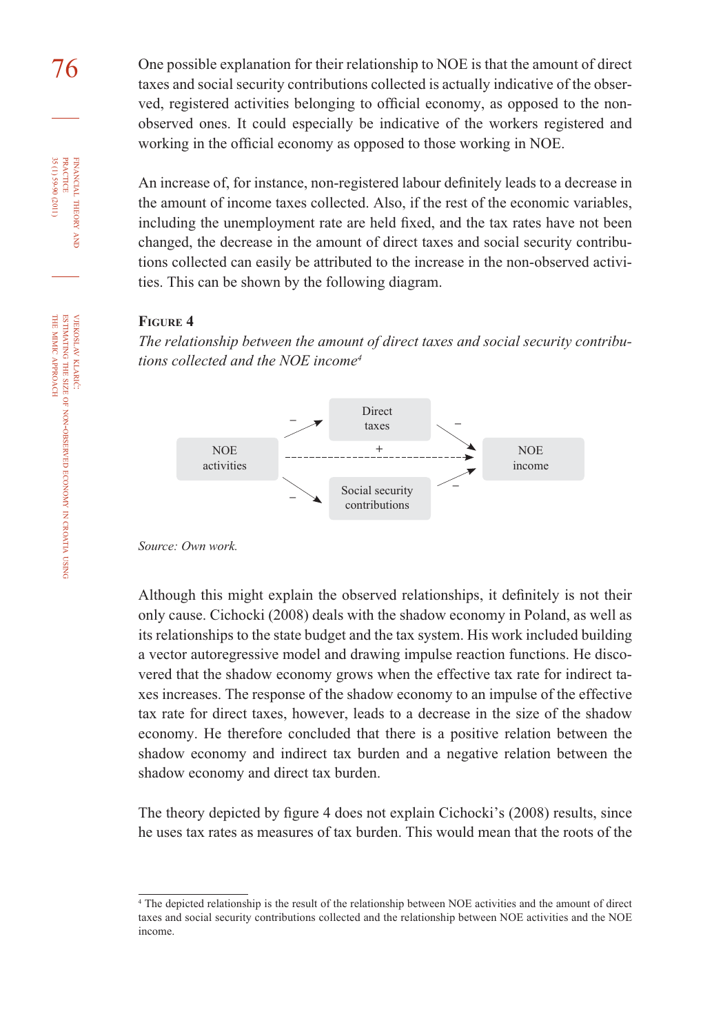One possible explanation for their relationship to NOE is that the amount of direct taxes and social security contributions collected is actually indicative of the observed, registered activities belonging to official economy, as opposed to the non-observed ones. It could especially be indicative of the workers registered and working in the official economy as opposed to those working in NOE.

An increase of, for instance, non-registered labour definitely leads to a decrease in the amount of income taxes collected. Also, if the rest of the economic variables, including the unemployment rate are held fixed, and the tax rates have not been changed, the decrease in the amount of direct taxes and social security contributions collected can easily be attributed to the increase in the non-observed activities. This can be shown by the following diagram.

**Figure 4**

*The relationship between the amount of direct taxes and social security contributions collected and the NOE income*[4]

NOE activities → (–) Direct taxes → (–) NOE income

NOE activities → (–) Social security contributions → (–) NOE income

NOE activities - - - (+) - - - → NOE income

*Source: Own work.*

Although this might explain the observed relationships, it definitely is not their only cause. Cichocki (2008) deals with the shadow economy in Poland, as well as its relationships to the state budget and the tax system. His work included building a vector autoregressive model and drawing impulse reaction functions. He discovered that the shadow economy grows when the effective tax rate for indirect taxes increases. The response of the shadow economy to an impulse of the effective tax rate for direct taxes, however, leads to a decrease in the size of the shadow economy. He therefore concluded that there is a positive relation between the shadow economy and indirect tax burden and a negative relation between the shadow economy and direct tax burden.

The theory depicted by figure 4 does not explain Cichocki's (2008) results, since he uses tax rates as measures of tax burden. This would mean that the roots of the

---

[4] The depicted relationship is the result of the relationship between NOE activities and the amount of direct taxes and social security contributions collected and the relationship between NOE activities and the NOE income.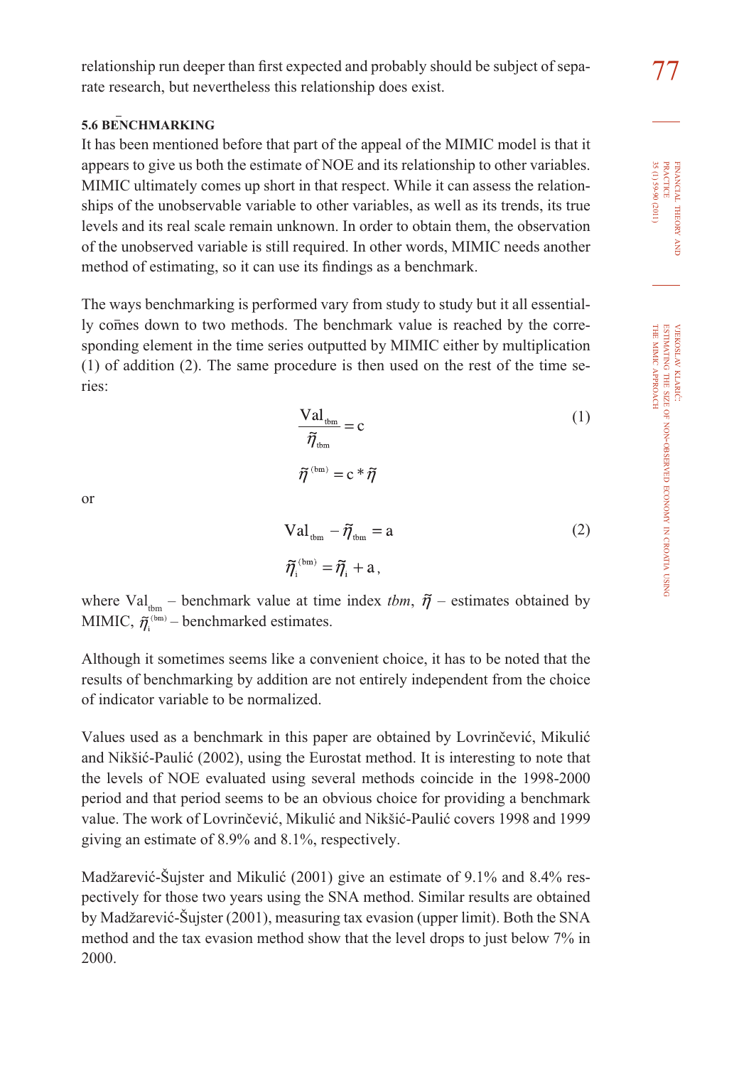relationship run deeper than first expected and probably should be subject of separate research, but nevertheless this relationship does exist.

### 5.6 BENCHMARKING

It has been mentioned before that part of the appeal of the MIMIC model is that it appears to give us both the estimate of NOE and its relationship to other variables. MIMIC ultimately comes up short in that respect. While it can assess the relationships of the unobservable variable to other variables, as well as its trends, its true levels and its real scale remain unknown. In order to obtain them, the observation of the unobserved variable is still required. In other words, MIMIC needs another method of estimating, so it can use its findings as a benchmark.

The ways benchmarking is performed vary from study to study but it all essentially comes down to two methods. The benchmark value is reached by the corresponding element in the time series outputted by MIMIC either by multiplication (1) of addition (2). The same procedure is then used on the rest of the time series:

$$\frac{\text{Val}_{\text{tbm}}}{\tilde{\eta}_{\text{tbm}}} = \text{c} \tag{1}$$

$$\tilde{\eta}^{(\text{bm})} = \text{c} * \tilde{\eta}$$

or

$$\text{Val}_{\text{tbm}} - \tilde{\eta}_{\text{tbm}} = \text{a} \tag{2}$$

$$\tilde{\eta}_{\text{i}}^{(\text{bm})} = \tilde{\eta}_{\text{i}} + \text{a},$$

where $\text{Val}_{\text{tbm}}$ – benchmark value at time index *tbm*, $\tilde{\eta}$ – estimates obtained by MIMIC, $\tilde{\eta}_{\text{i}}^{(\text{bm})}$ – benchmarked estimates.

Although it sometimes seems like a convenient choice, it has to be noted that the results of benchmarking by addition are not entirely independent from the choice of indicator variable to be normalized.

Values used as a benchmark in this paper are obtained by Lovrinčević, Mikulić and Nikšić-Paulić (2002), using the Eurostat method. It is interesting to note that the levels of NOE evaluated using several methods coincide in the 1998-2000 period and that period seems to be an obvious choice for providing a benchmark value. The work of Lovrinčević, Mikulić and Nikšić-Paulić covers 1998 and 1999 giving an estimate of 8.9% and 8.1%, respectively.

Madžarević-Šujster and Mikulić (2001) give an estimate of 9.1% and 8.4% respectively for those two years using the SNA method. Similar results are obtained by Madžarević-Šujster (2001), measuring tax evasion (upper limit). Both the SNA method and the tax evasion method show that the level drops to just below 7% in 2000.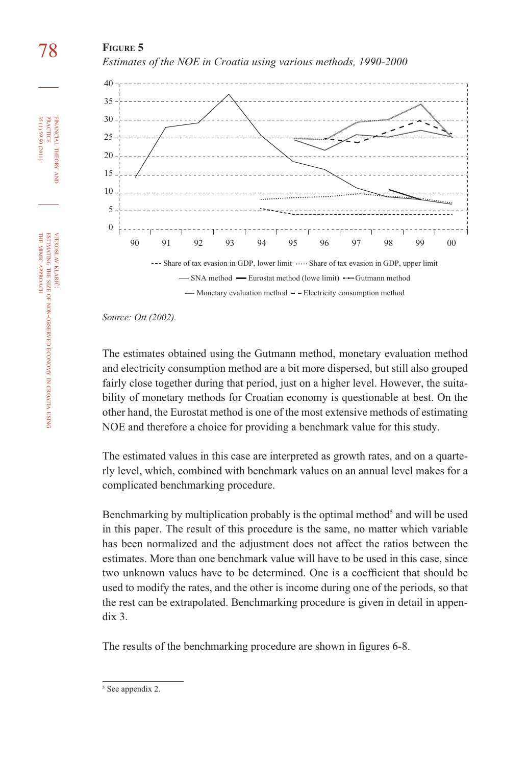**FIGURE 5**

*Estimates of the NOE in Croatia using various methods, 1990-2000*

*Source: Ott (2002).*

The estimates obtained using the Gutmann method, monetary evaluation method and electricity consumption method are a bit more dispersed, but still also grouped fairly close together during that period, just on a higher level. However, the suitability of monetary methods for Croatian economy is questionable at best. On the other hand, the Eurostat method is one of the most extensive methods of estimating NOE and therefore a choice for providing a benchmark value for this study.

The estimated values in this case are interpreted as growth rates, and on a quarterly level, which, combined with benchmark values on an annual level makes for a complicated benchmarking procedure.

Benchmarking by multiplication probably is the optimal method[5] and will be used in this paper. The result of this procedure is the same, no matter which variable has been normalized and the adjustment does not affect the ratios between the estimates. More than one benchmark value will have to be used in this case, since two unknown values have to be determined. One is a coefficient that should be used to modify the rates, and the other is income during one of the periods, so that the rest can be extrapolated. Benchmarking procedure is given in detail in appendix 3.

The results of the benchmarking procedure are shown in figures 6-8.

---

[5] See appendix 2.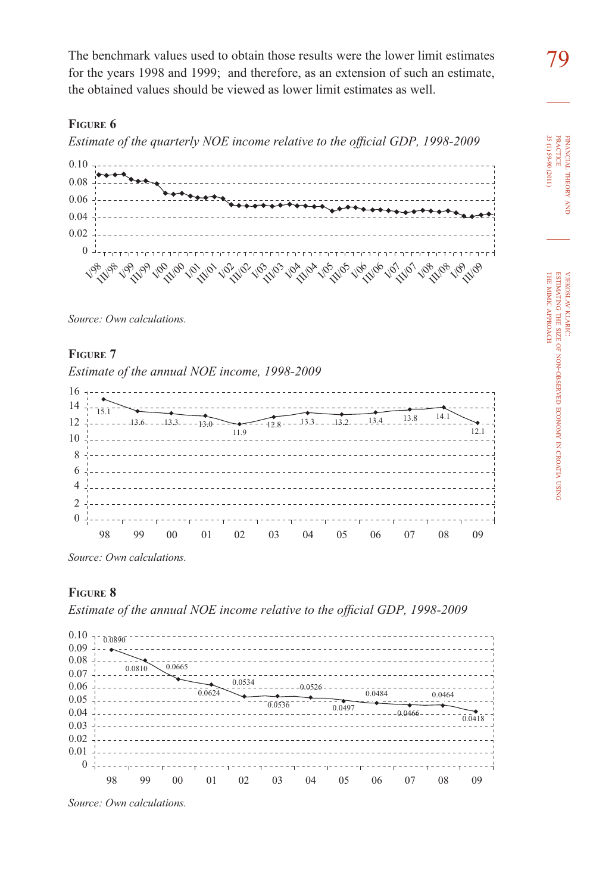The benchmark values used to obtain those results were the lower limit estimates for the years 1998 and 1999; and therefore, as an extension of such an estimate, the obtained values should be viewed as lower limit estimates as well.

**Figure 6**

*Estimate of the quarterly NOE income relative to the official GDP, 1998-2009*

*Source: Own calculations.*

**Figure 7**

*Estimate of the annual NOE income, 1998-2009*

*Source: Own calculations.*

**Figure 8**

*Estimate of the annual NOE income relative to the official GDP, 1998-2009*

*Source: Own calculations.*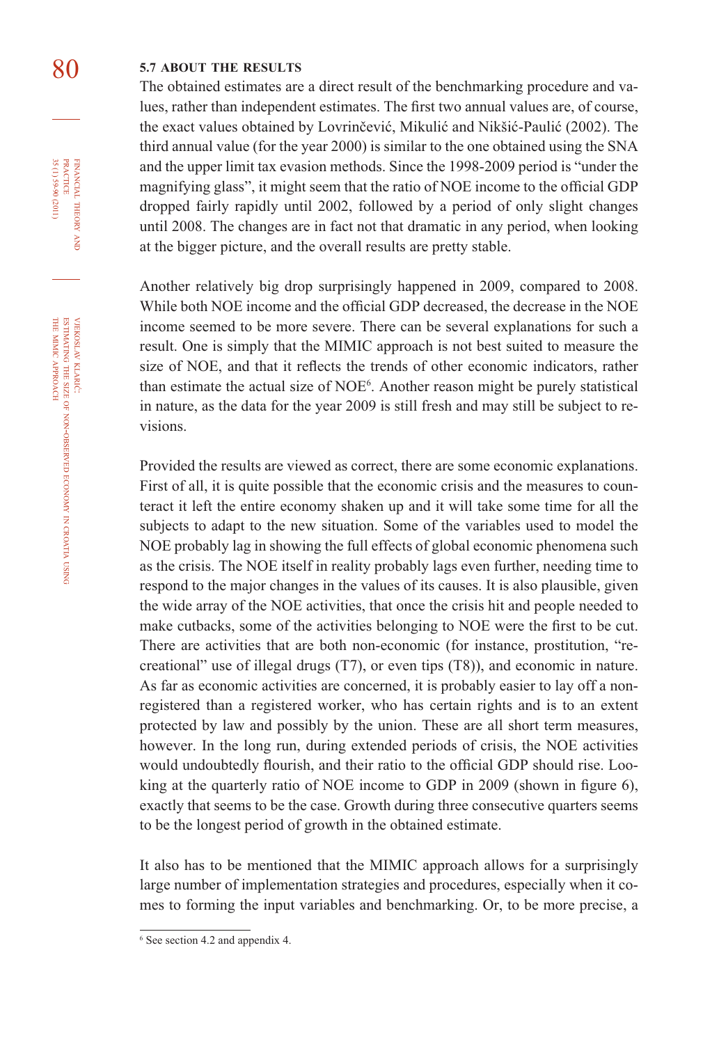### 5.7 ABOUT THE RESULTS

The obtained estimates are a direct result of the benchmarking procedure and values, rather than independent estimates. The first two annual values are, of course, the exact values obtained by Lovrinčević, Mikulić and Nikšić-Paulić (2002). The third annual value (for the year 2000) is similar to the one obtained using the SNA and the upper limit tax evasion methods. Since the 1998-2009 period is "under the magnifying glass", it might seem that the ratio of NOE income to the official GDP dropped fairly rapidly until 2002, followed by a period of only slight changes until 2008. The changes are in fact not that dramatic in any period, when looking at the bigger picture, and the overall results are pretty stable.

Another relatively big drop surprisingly happened in 2009, compared to 2008. While both NOE income and the official GDP decreased, the decrease in the NOE income seemed to be more severe. There can be several explanations for such a result. One is simply that the MIMIC approach is not best suited to measure the size of NOE, and that it reflects the trends of other economic indicators, rather than estimate the actual size of NOE[6]. Another reason might be purely statistical in nature, as the data for the year 2009 is still fresh and may still be subject to revisions.

Provided the results are viewed as correct, there are some economic explanations. First of all, it is quite possible that the economic crisis and the measures to counteract it left the entire economy shaken up and it will take some time for all the subjects to adapt to the new situation. Some of the variables used to model the NOE probably lag in showing the full effects of global economic phenomena such as the crisis. The NOE itself in reality probably lags even further, needing time to respond to the major changes in the values of its causes. It is also plausible, given the wide array of the NOE activities, that once the crisis hit and people needed to make cutbacks, some of the activities belonging to NOE were the first to be cut. There are activities that are both non-economic (for instance, prostitution, "recreational" use of illegal drugs (T7), or even tips (T8)), and economic in nature. As far as economic activities are concerned, it is probably easier to lay off a non-registered than a registered worker, who has certain rights and is to an extent protected by law and possibly by the union. These are all short term measures, however. In the long run, during extended periods of crisis, the NOE activities would undoubtedly flourish, and their ratio to the official GDP should rise. Looking at the quarterly ratio of NOE income to GDP in 2009 (shown in figure 6), exactly that seems to be the case. Growth during three consecutive quarters seems to be the longest period of growth in the obtained estimate.

It also has to be mentioned that the MIMIC approach allows for a surprisingly large number of implementation strategies and procedures, especially when it comes to forming the input variables and benchmarking. Or, to be more precise, a

---

[6] See section 4.2 and appendix 4.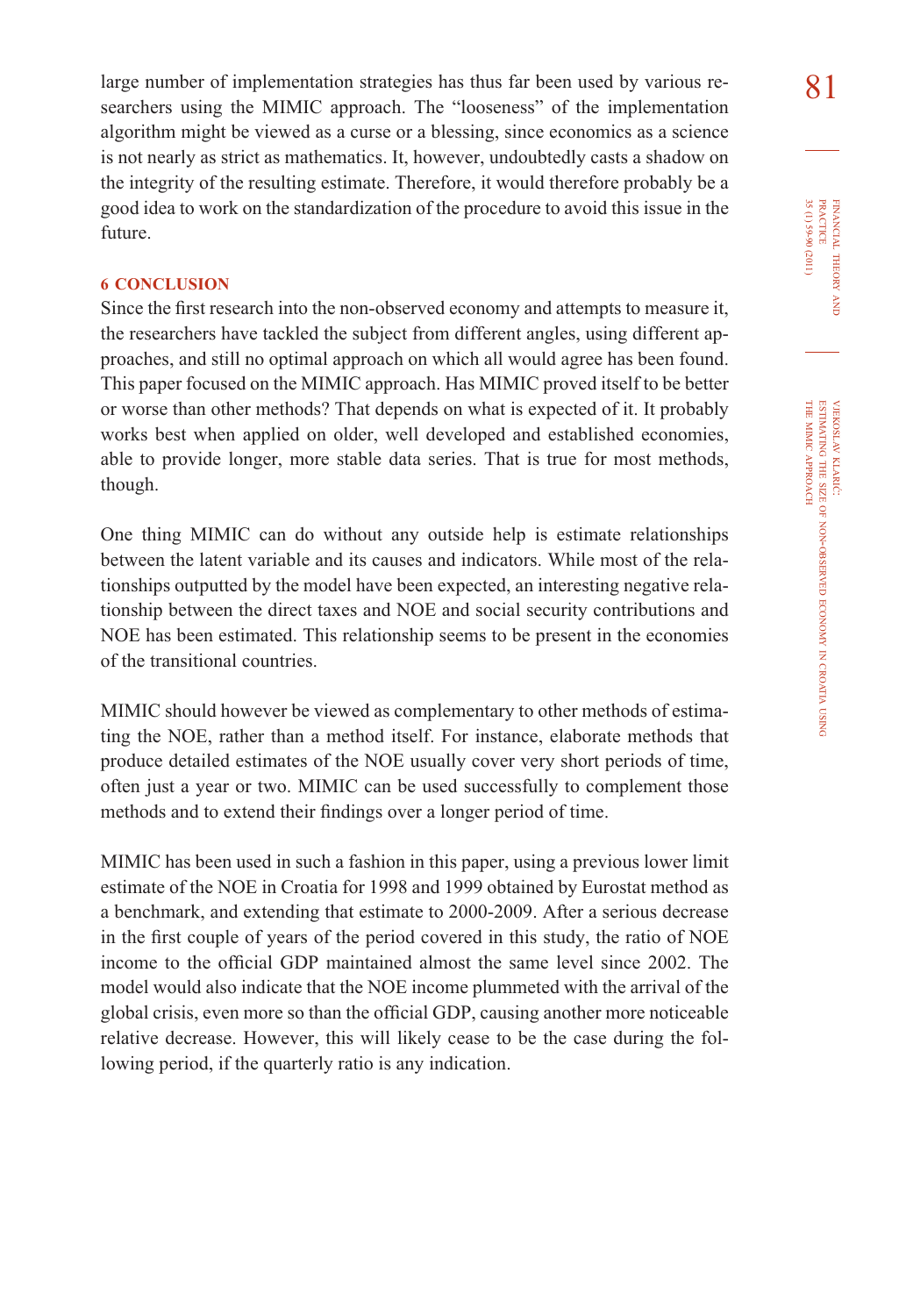large number of implementation strategies has thus far been used by various researchers using the MIMIC approach. The "looseness" of the implementation algorithm might be viewed as a curse or a blessing, since economics as a science is not nearly as strict as mathematics. It, however, undoubtedly casts a shadow on the integrity of the resulting estimate. Therefore, it would therefore probably be a good idea to work on the standardization of the procedure to avoid this issue in the future.

## 6 CONCLUSION

Since the first research into the non-observed economy and attempts to measure it, the researchers have tackled the subject from different angles, using different approaches, and still no optimal approach on which all would agree has been found. This paper focused on the MIMIC approach. Has MIMIC proved itself to be better or worse than other methods? That depends on what is expected of it. It probably works best when applied on older, well developed and established economies, able to provide longer, more stable data series. That is true for most methods, though.

One thing MIMIC can do without any outside help is estimate relationships between the latent variable and its causes and indicators. While most of the relationships outputted by the model have been expected, an interesting negative relationship between the direct taxes and NOE and social security contributions and NOE has been estimated. This relationship seems to be present in the economies of the transitional countries.

MIMIC should however be viewed as complementary to other methods of estimating the NOE, rather than a method itself. For instance, elaborate methods that produce detailed estimates of the NOE usually cover very short periods of time, often just a year or two. MIMIC can be used successfully to complement those methods and to extend their findings over a longer period of time.

MIMIC has been used in such a fashion in this paper, using a previous lower limit estimate of the NOE in Croatia for 1998 and 1999 obtained by Eurostat method as a benchmark, and extending that estimate to 2000-2009. After a serious decrease in the first couple of years of the period covered in this study, the ratio of NOE income to the official GDP maintained almost the same level since 2002. The model would also indicate that the NOE income plummeted with the arrival of the global crisis, even more so than the official GDP, causing another more noticeable relative decrease. However, this will likely cease to be the case during the following period, if the quarterly ratio is any indication.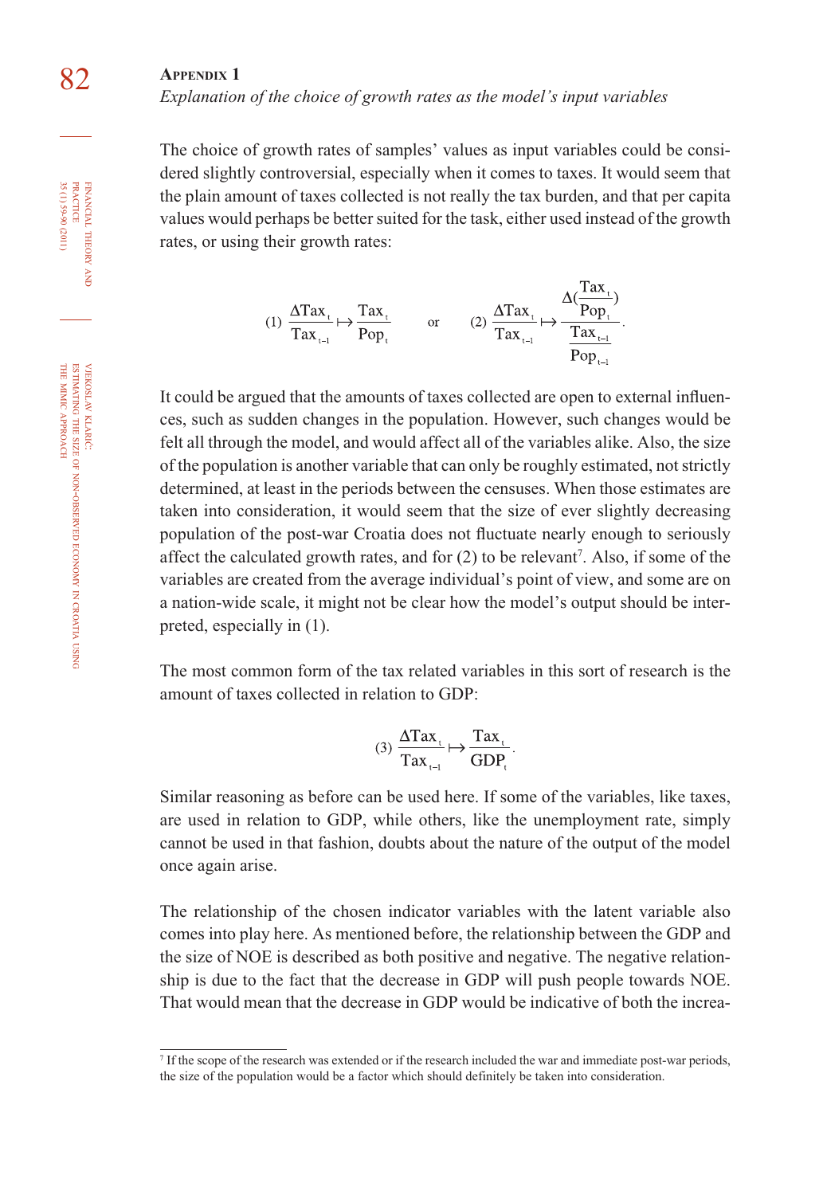## Appendix 1

*Explanation of the choice of growth rates as the model's input variables*

The choice of growth rates of samples' values as input variables could be considered slightly controversial, especially when it comes to taxes. It would seem that the plain amount of taxes collected is not really the tax burden, and that per capita values would perhaps be better suited for the task, either used instead of the growth rates, or using their growth rates:

$$(1)\ \frac{\Delta Tax_t}{Tax_{t-1}} \mapsto \frac{Tax_t}{Pop_t} \qquad \text{or} \qquad (2)\ \frac{\Delta Tax_t}{Tax_{t-1}} \mapsto \frac{\Delta(\frac{Tax_t}{Pop_t})}{\frac{Tax_{t-1}}{Pop_{t-1}}}.$$

It could be argued that the amounts of taxes collected are open to external influences, such as sudden changes in the population. However, such changes would be felt all through the model, and would affect all of the variables alike. Also, the size of the population is another variable that can only be roughly estimated, not strictly determined, at least in the periods between the censuses. When those estimates are taken into consideration, it would seem that the size of ever slightly decreasing population of the post-war Croatia does not fluctuate nearly enough to seriously affect the calculated growth rates, and for (2) to be relevant[7]. Also, if some of the variables are created from the average individual's point of view, and some are on a nation-wide scale, it might not be clear how the model's output should be interpreted, especially in (1).

The most common form of the tax related variables in this sort of research is the amount of taxes collected in relation to GDP:

$$(3)\ \frac{\Delta Tax_t}{Tax_{t-1}} \mapsto \frac{Tax_t}{GDP_t}.$$

Similar reasoning as before can be used here. If some of the variables, like taxes, are used in relation to GDP, while others, like the unemployment rate, simply cannot be used in that fashion, doubts about the nature of the output of the model once again arise.

The relationship of the chosen indicator variables with the latent variable also comes into play here. As mentioned before, the relationship between the GDP and the size of NOE is described as both positive and negative. The negative relationship is due to the fact that the decrease in GDP will push people towards NOE. That would mean that the decrease in GDP would be indicative of both the increa-

[7] If the scope of the research was extended or if the research included the war and immediate post-war periods, the size of the population would be a factor which should definitely be taken into consideration.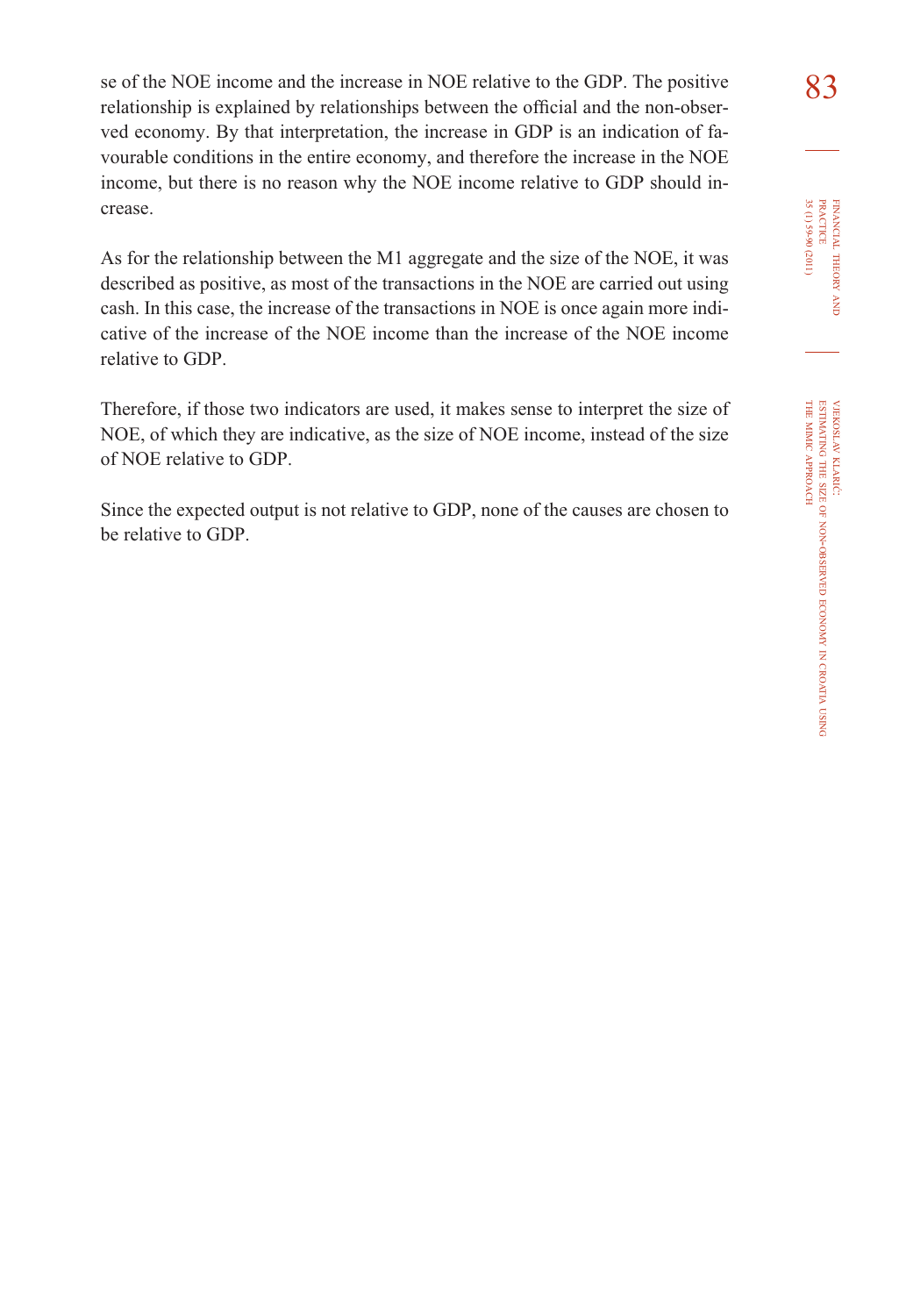se of the NOE income and the increase in NOE relative to the GDP. The positive relationship is explained by relationships between the official and the non-observed economy. By that interpretation, the increase in GDP is an indication of favourable conditions in the entire economy, and therefore the increase in the NOE income, but there is no reason why the NOE income relative to GDP should increase.

As for the relationship between the M1 aggregate and the size of the NOE, it was described as positive, as most of the transactions in the NOE are carried out using cash. In this case, the increase of the transactions in NOE is once again more indicative of the increase of the NOE income than the increase of the NOE income relative to GDP.

Therefore, if those two indicators are used, it makes sense to interpret the size of NOE, of which they are indicative, as the size of NOE income, instead of the size of NOE relative to GDP.

Since the expected output is not relative to GDP, none of the causes are chosen to be relative to GDP.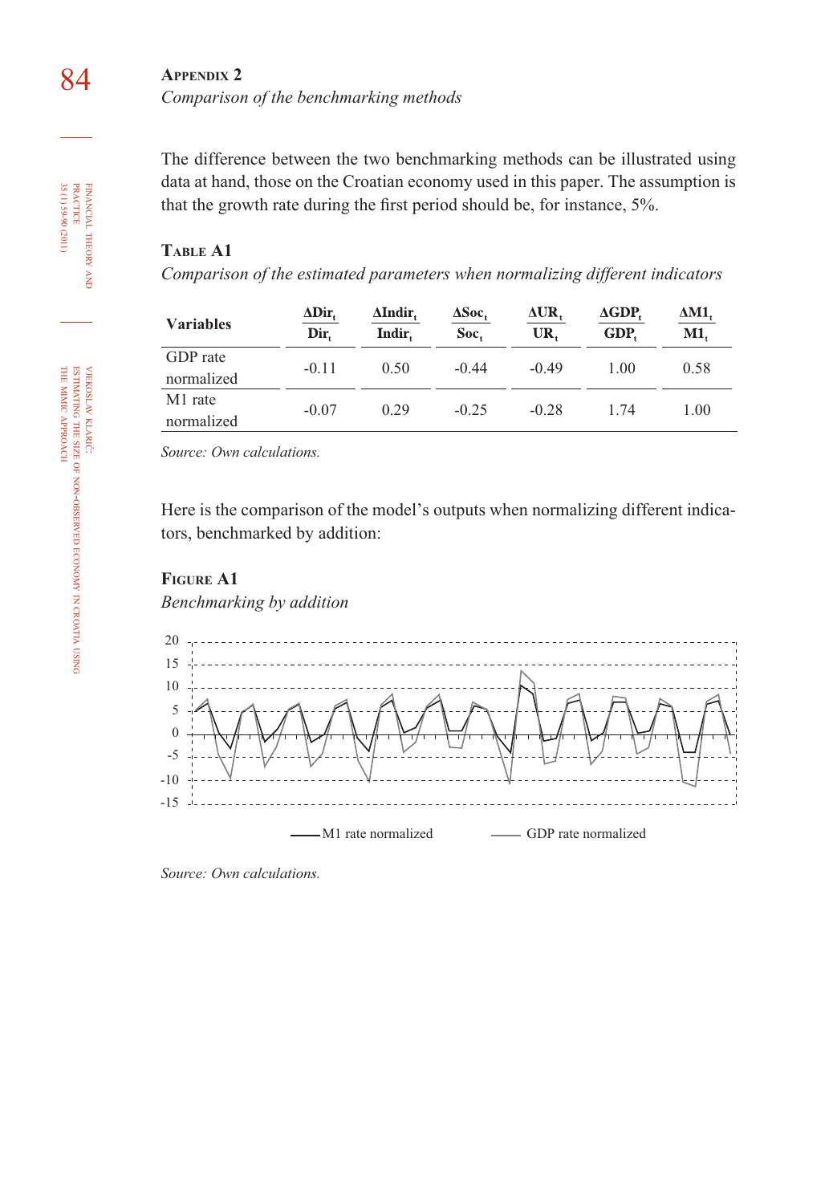## Appendix 2

*Comparison of the benchmarking methods*

The difference between the two benchmarking methods can be illustrated using data at hand, those on the Croatian economy used in this paper. The assumption is that the growth rate during the first period should be, for instance, 5%.

**Table A1**

*Comparison of the estimated parameters when normalizing different indicators*

| Variables | $\frac{\Delta Dir_t}{Dir_t}$ | $\frac{\Delta Indir_t}{Indir_t}$ | $\frac{\Delta Soc_t}{Soc_t}$ | $\frac{\Delta UR_t}{UR_t}$ | $\frac{\Delta GDP_t}{GDP_t}$ | $\frac{\Delta M1_t}{M1_t}$ |
|---|---|---|---|---|---|---|
| GDP rate normalized | -0.11 | 0.50 | -0.44 | -0.49 | 1.00 | 0.58 |
| M1 rate normalized | -0.07 | 0.29 | -0.25 | -0.28 | 1.74 | 1.00 |

*Source: Own calculations.*

Here is the comparison of the model's outputs when normalizing different indicators, benchmarked by addition:

**Figure A1**

*Benchmarking by addition*

*Source: Own calculations.*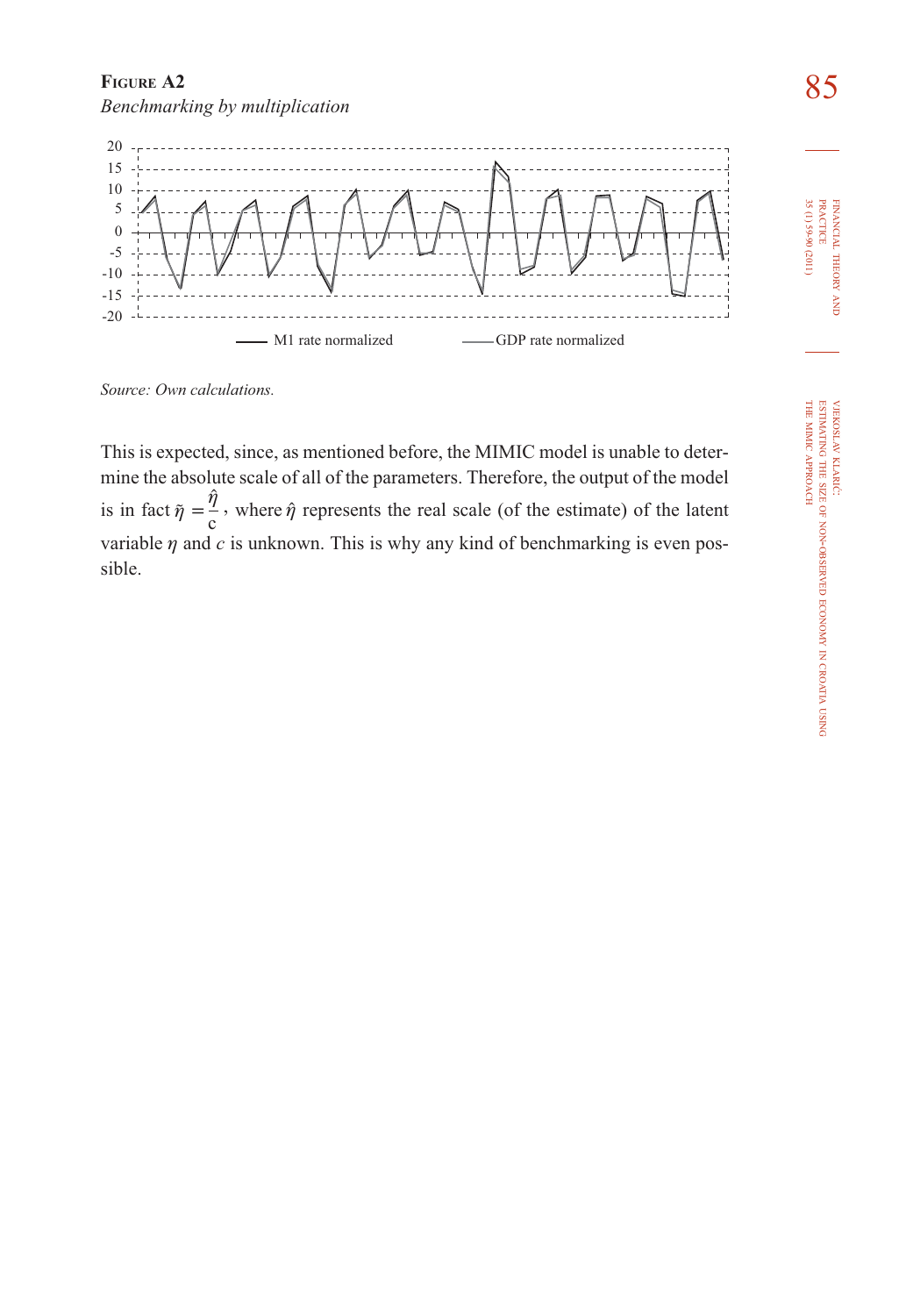**Figure A2**

*Benchmarking by multiplication*

*Source: Own calculations.*

This is expected, since, as mentioned before, the MIMIC model is unable to determine the absolute scale of all of the parameters. Therefore, the output of the model is in fact $\tilde{\eta} = \frac{\hat{\eta}}{c}$, where $\hat{\eta}$ represents the real scale (of the estimate) of the latent variable $\eta$ and $c$ is unknown. This is why any kind of benchmarking is even possible.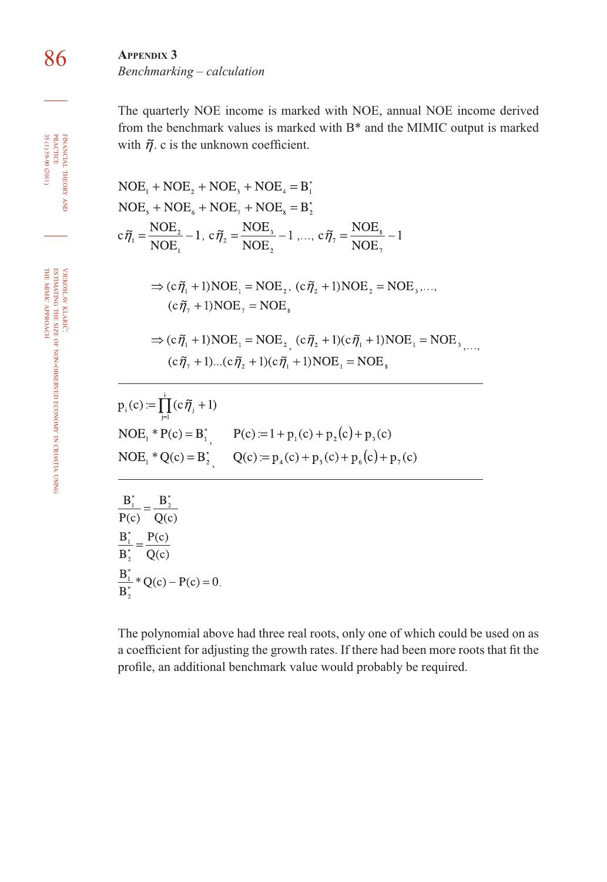# APPENDIX 3

*Benchmarking – calculation*

The quarterly NOE income is marked with NOE, annual NOE income derived from the benchmark values is marked with B* and the MIMIC output is marked with $\tilde{\eta}$. c is the unknown coefficient.

$$\mathrm{NOE}_1 + \mathrm{NOE}_2 + \mathrm{NOE}_3 + \mathrm{NOE}_4 = B_1^*$$

$$\mathrm{NOE}_5 + \mathrm{NOE}_6 + \mathrm{NOE}_7 + \mathrm{NOE}_8 = B_2^*$$

$$c\tilde{\eta}_1 = \frac{\mathrm{NOE}_2}{\mathrm{NOE}_1} - 1,\ c\tilde{\eta}_2 = \frac{\mathrm{NOE}_3}{\mathrm{NOE}_2} - 1,\ldots,\ c\tilde{\eta}_7 = \frac{\mathrm{NOE}_8}{\mathrm{NOE}_7} - 1$$

$$\Rightarrow (c\tilde{\eta}_1 + 1)\mathrm{NOE}_1 = \mathrm{NOE}_2,\ (c\tilde{\eta}_2 + 1)\mathrm{NOE}_2 = \mathrm{NOE}_3,\ldots,$$
$$(c\tilde{\eta}_7 + 1)\mathrm{NOE}_7 = \mathrm{NOE}_8$$

$$\Rightarrow (c\tilde{\eta}_1 + 1)\mathrm{NOE}_1 = \mathrm{NOE}_2,\ (c\tilde{\eta}_2 + 1)(c\tilde{\eta}_1 + 1)\mathrm{NOE}_1 = \mathrm{NOE}_3,\ldots,$$
$$(c\tilde{\eta}_7 + 1)\ldots(c\tilde{\eta}_2 + 1)(c\tilde{\eta}_1 + 1)\mathrm{NOE}_1 = \mathrm{NOE}_8$$

---

$$p_i(c) := \prod_{j=1}^{i} (c\tilde{\eta}_j + 1)$$

$$\mathrm{NOE}_1 * P(c) = B_1^*, \qquad P(c) := 1 + p_1(c) + p_2(c) + p_3(c)$$

$$\mathrm{NOE}_1 * Q(c) = B_2^*, \qquad Q(c) := p_4(c) + p_5(c) + p_6(c) + p_7(c)$$

---

$$\frac{B_1^*}{P(c)} = \frac{B_2^*}{Q(c)}$$

$$\frac{B_1^*}{B_2^*} = \frac{P(c)}{Q(c)}$$

$$\frac{B_1^*}{B_2^*} * Q(c) - P(c) = 0.$$

The polynomial above had three real roots, only one of which could be used on as a coefficient for adjusting the growth rates. If there had been more roots that fit the profile, an additional benchmark value would probably be required.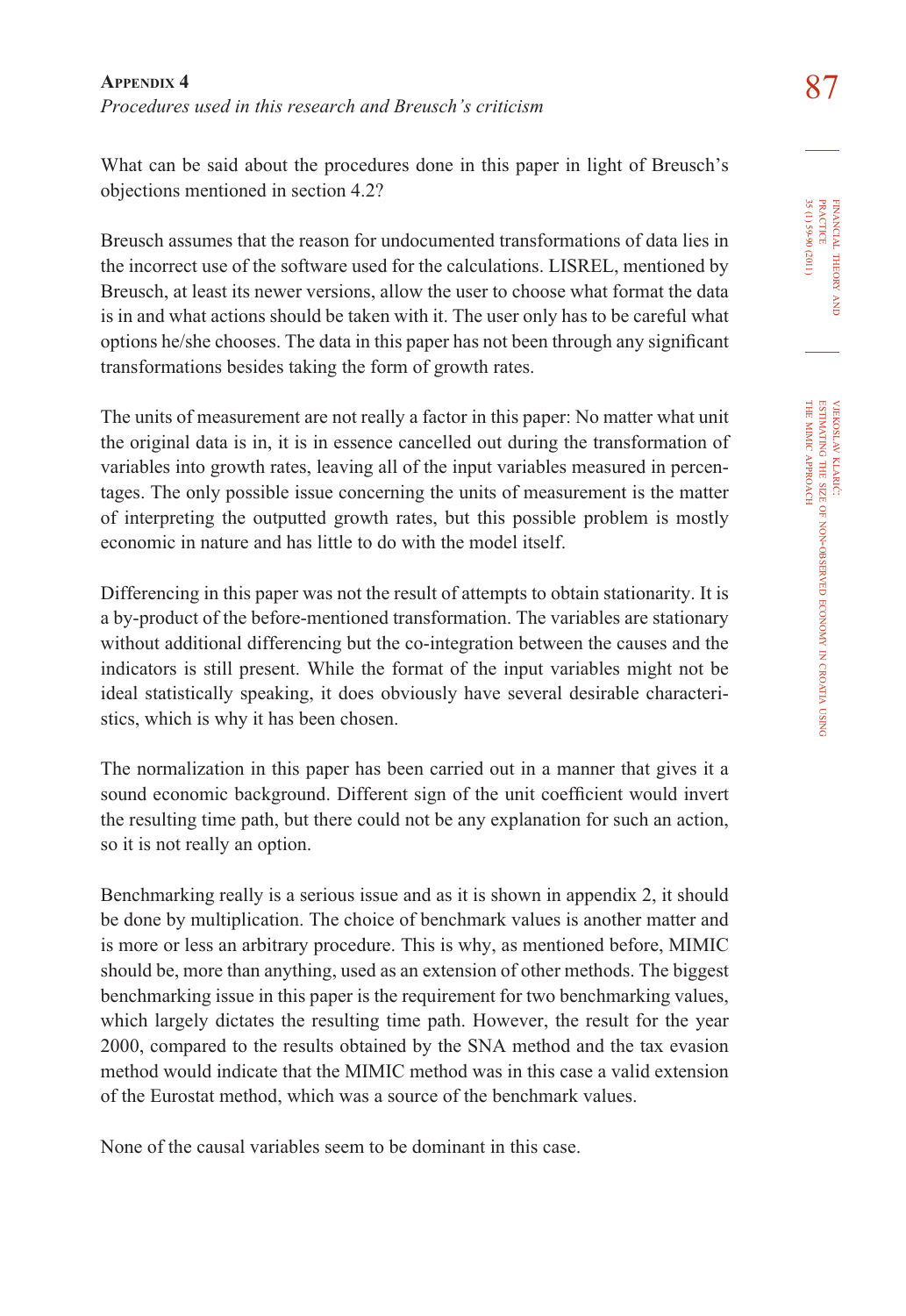## Appendix 4

*Procedures used in this research and Breusch's criticism*

What can be said about the procedures done in this paper in light of Breusch's objections mentioned in section 4.2?

Breusch assumes that the reason for undocumented transformations of data lies in the incorrect use of the software used for the calculations. LISREL, mentioned by Breusch, at least its newer versions, allow the user to choose what format the data is in and what actions should be taken with it. The user only has to be careful what options he/she chooses. The data in this paper has not been through any significant transformations besides taking the form of growth rates.

The units of measurement are not really a factor in this paper: No matter what unit the original data is in, it is in essence cancelled out during the transformation of variables into growth rates, leaving all of the input variables measured in percentages. The only possible issue concerning the units of measurement is the matter of interpreting the outputted growth rates, but this possible problem is mostly economic in nature and has little to do with the model itself.

Differencing in this paper was not the result of attempts to obtain stationarity. It is a by-product of the before-mentioned transformation. The variables are stationary without additional differencing but the co-integration between the causes and the indicators is still present. While the format of the input variables might not be ideal statistically speaking, it does obviously have several desirable characteristics, which is why it has been chosen.

The normalization in this paper has been carried out in a manner that gives it a sound economic background. Different sign of the unit coefficient would invert the resulting time path, but there could not be any explanation for such an action, so it is not really an option.

Benchmarking really is a serious issue and as it is shown in appendix 2, it should be done by multiplication. The choice of benchmark values is another matter and is more or less an arbitrary procedure. This is why, as mentioned before, MIMIC should be, more than anything, used as an extension of other methods. The biggest benchmarking issue in this paper is the requirement for two benchmarking values, which largely dictates the resulting time path. However, the result for the year 2000, compared to the results obtained by the SNA method and the tax evasion method would indicate that the MIMIC method was in this case a valid extension of the Eurostat method, which was a source of the benchmark values.

None of the causal variables seem to be dominant in this case.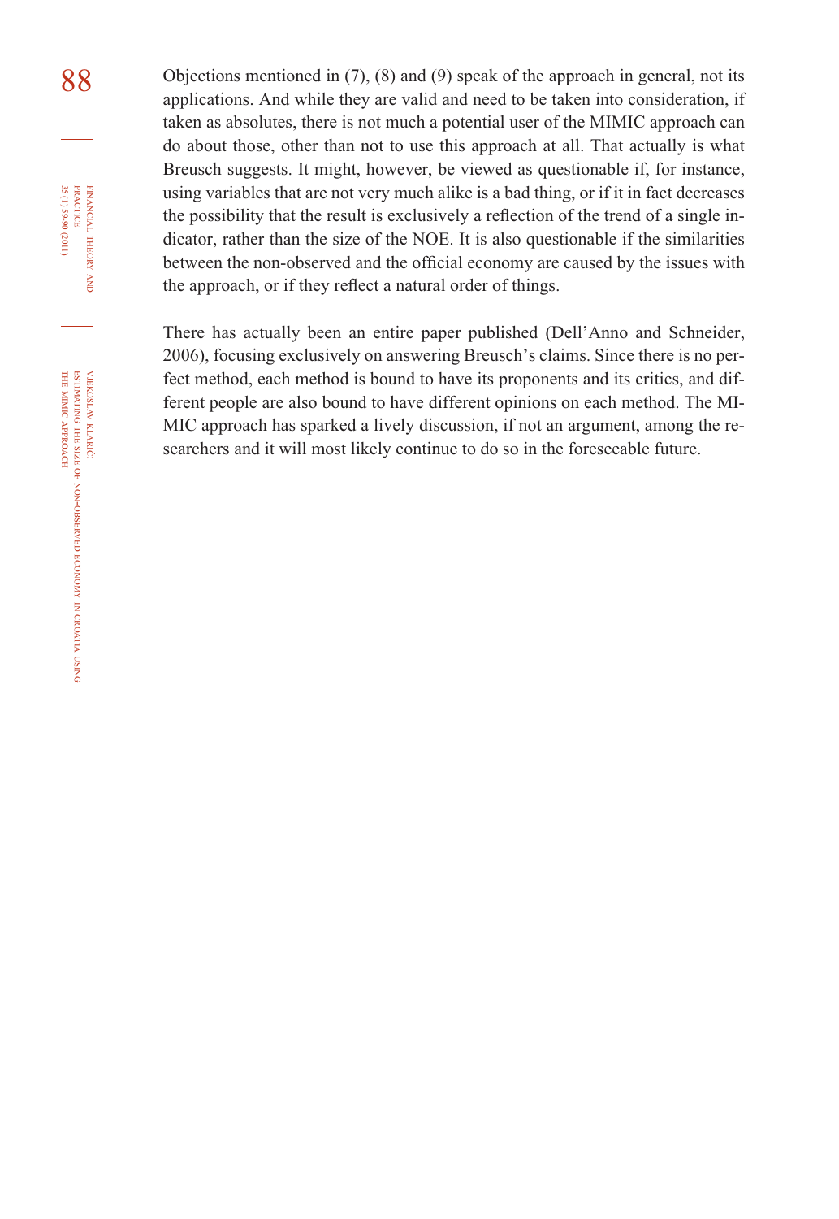Objections mentioned in (7), (8) and (9) speak of the approach in general, not its applications. And while they are valid and need to be taken into consideration, if taken as absolutes, there is not much a potential user of the MIMIC approach can do about those, other than not to use this approach at all. That actually is what Breusch suggests. It might, however, be viewed as questionable if, for instance, using variables that are not very much alike is a bad thing, or if it in fact decreases the possibility that the result is exclusively a reflection of the trend of a single indicator, rather than the size of the NOE. It is also questionable if the similarities between the non-observed and the official economy are caused by the issues with the approach, or if they reflect a natural order of things.

There has actually been an entire paper published (Dell'Anno and Schneider, 2006), focusing exclusively on answering Breusch's claims. Since there is no perfect method, each method is bound to have its proponents and its critics, and different people are also bound to have different opinions on each method. The MIMIC approach has sparked a lively discussion, if not an argument, among the researchers and it will most likely continue to do so in the foreseeable future.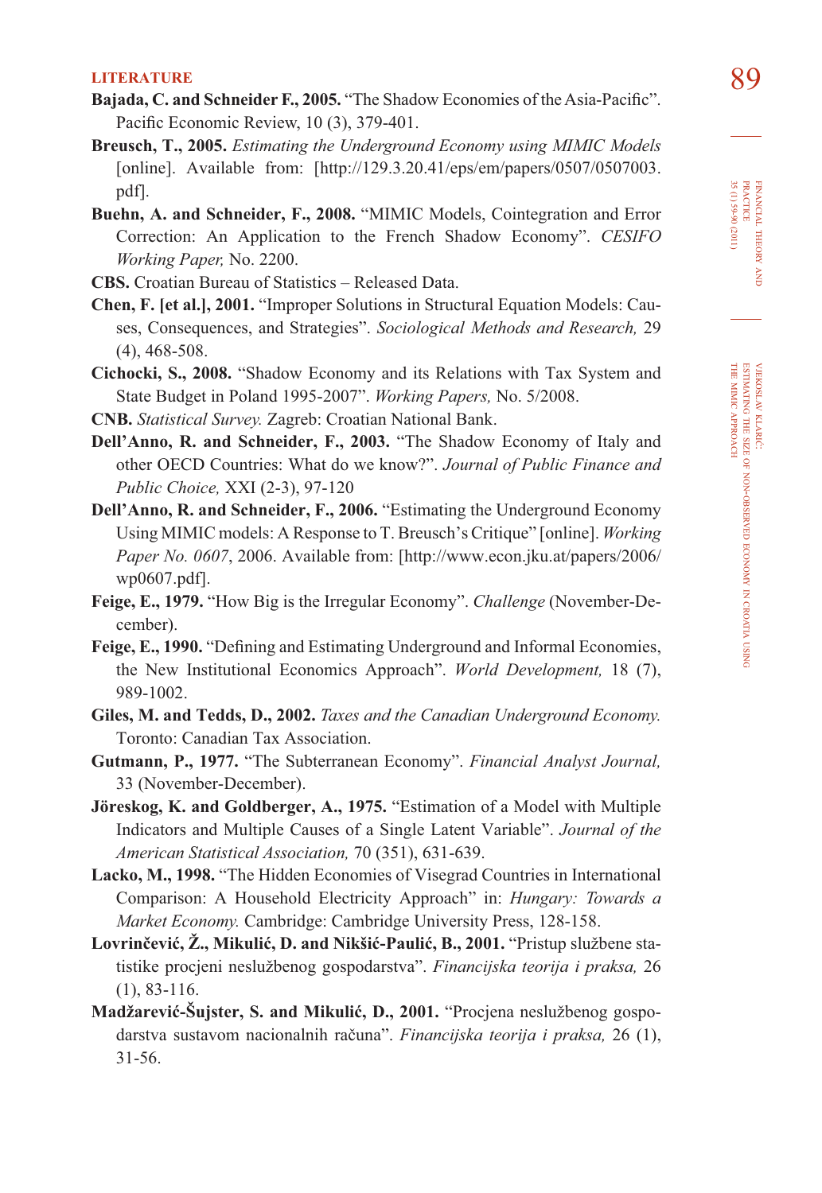## LITERATURE

**Bajada, C. and Schneider F., 2005.** "The Shadow Economies of the Asia-Pacific". Pacific Economic Review, 10 (3), 379-401.

**Breusch, T., 2005.** *Estimating the Underground Economy using MIMIC Models* [online]. Available from: [http://129.3.20.41/eps/em/papers/0507/0507003.pdf].

**Buehn, A. and Schneider, F., 2008.** "MIMIC Models, Cointegration and Error Correction: An Application to the French Shadow Economy". *CESIFO Working Paper,* No. 2200.

**CBS.** Croatian Bureau of Statistics – Released Data.

**Chen, F. [et al.], 2001.** "Improper Solutions in Structural Equation Models: Causes, Consequences, and Strategies". *Sociological Methods and Research,* 29 (4), 468-508.

**Cichocki, S., 2008.** "Shadow Economy and its Relations with Tax System and State Budget in Poland 1995-2007". *Working Papers,* No. 5/2008.

**CNB.** *Statistical Survey.* Zagreb: Croatian National Bank.

**Dell'Anno, R. and Schneider, F., 2003.** "The Shadow Economy of Italy and other OECD Countries: What do we know?". *Journal of Public Finance and Public Choice,* XXI (2-3), 97-120

**Dell'Anno, R. and Schneider, F., 2006.** "Estimating the Underground Economy Using MIMIC models: A Response to T. Breusch's Critique" [online]. *Working Paper No. 0607*, 2006. Available from: [http://www.econ.jku.at/papers/2006/wp0607.pdf].

**Feige, E., 1979.** "How Big is the Irregular Economy". *Challenge* (November-December).

**Feige, E., 1990.** "Defining and Estimating Underground and Informal Economies, the New Institutional Economics Approach". *World Development,* 18 (7), 989-1002.

**Giles, M. and Tedds, D., 2002.** *Taxes and the Canadian Underground Economy.* Toronto: Canadian Tax Association.

**Gutmann, P., 1977.** "The Subterranean Economy". *Financial Analyst Journal,* 33 (November-December).

**Jöreskog, K. and Goldberger, A., 1975.** "Estimation of a Model with Multiple Indicators and Multiple Causes of a Single Latent Variable". *Journal of the American Statistical Association,* 70 (351), 631-639.

**Lacko, M., 1998.** "The Hidden Economies of Visegrad Countries in International Comparison: A Household Electricity Approach" in: *Hungary: Towards a Market Economy.* Cambridge: Cambridge University Press, 128-158.

**Lovrinčević, Ž., Mikulić, D. and Nikšić-Paulić, B., 2001.** "Pristup službene statistike procjeni neslužbenog gospodarstva". *Financijska teorija i praksa,* 26 (1), 83-116.

**Madžarević-Šujster, S. and Mikulić, D., 2001.** "Procjena neslužbenog gospodarstva sustavom nacionalnih računa". *Financijska teorija i praksa,* 26 (1), 31-56.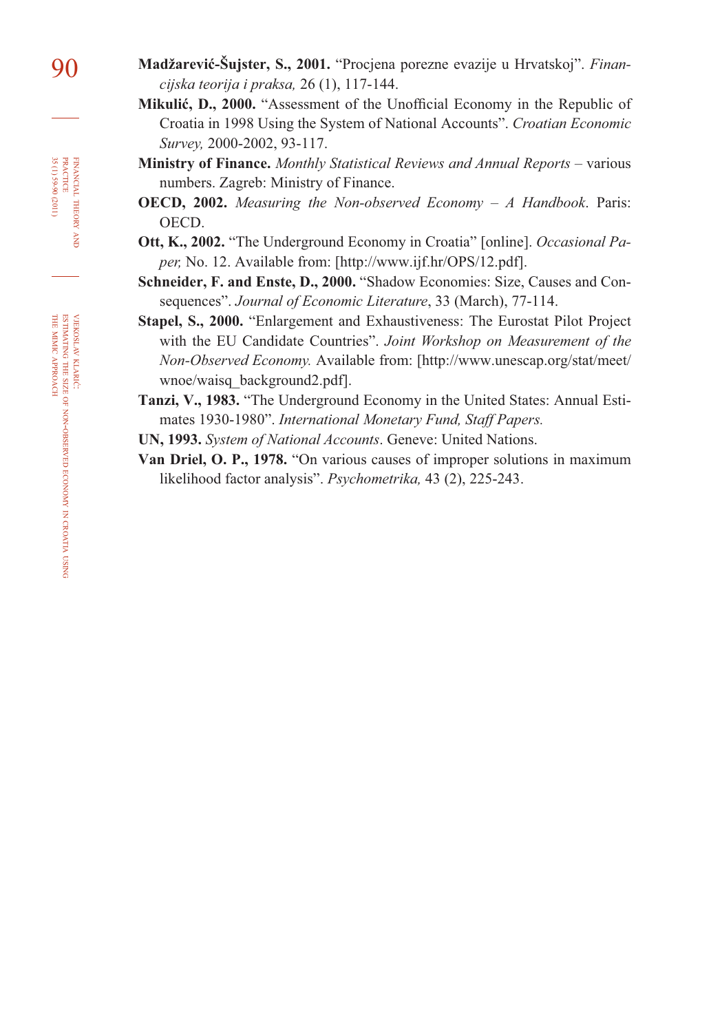**Madžarević-Šujster, S., 2001.** "Procjena porezne evazije u Hrvatskoj". *Financijska teorija i praksa,* 26 (1), 117-144.

**Mikulić, D., 2000.** "Assessment of the Unofficial Economy in the Republic of Croatia in 1998 Using the System of National Accounts". *Croatian Economic Survey,* 2000-2002, 93-117.

**Ministry of Finance.** *Monthly Statistical Reviews and Annual Reports* – various numbers. Zagreb: Ministry of Finance.

**OECD, 2002.** *Measuring the Non-observed Economy – A Handbook*. Paris: OECD.

**Ott, K., 2002.** "The Underground Economy in Croatia" [online]. *Occasional Paper,* No. 12. Available from: [http://www.ijf.hr/OPS/12.pdf].

**Schneider, F. and Enste, D., 2000.** "Shadow Economies: Size, Causes and Consequences". *Journal of Economic Literature*, 33 (March), 77-114.

**Stapel, S., 2000.** "Enlargement and Exhaustiveness: The Eurostat Pilot Project with the EU Candidate Countries". *Joint Workshop on Measurement of the Non-Observed Economy.* Available from: [http://www.unescap.org/stat/meet/wnoe/waisq_background2.pdf].

**Tanzi, V., 1983.** "The Underground Economy in the United States: Annual Estimates 1930-1980". *International Monetary Fund, Staff Papers.*

**UN, 1993.** *System of National Accounts*. Geneve: United Nations.

**Van Driel, O. P., 1978.** "On various causes of improper solutions in maximum likelihood factor analysis". *Psychometrika,* 43 (2), 225-243.